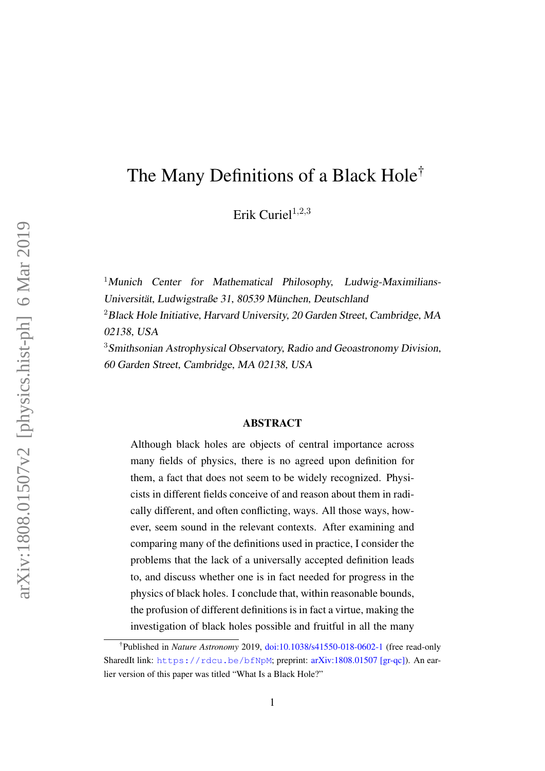# The Many Definitions of a Black Hole[†]

Erik Curiel[1,2,3]

[1] *Munich Center for Mathematical Philosophy, Ludwig-Maximilians-Universität, Ludwigstraße 31, 80539 München, Deutschland*

[2] *Black Hole Initiative, Harvard University, 20 Garden Street, Cambridge, MA 02138, USA*

[3] *Smithsonian Astrophysical Observatory, Radio and Geoastronomy Division, 60 Garden Street, Cambridge, MA 02138, USA*

## ABSTRACT

Although black holes are objects of central importance across many fields of physics, there is no agreed upon definition for them, a fact that does not seem to be widely recognized. Physicists in different fields conceive of and reason about them in radically different, and often conflicting, ways. All those ways, however, seem sound in the relevant contexts. After examining and comparing many of the definitions used in practice, I consider the problems that the lack of a universally accepted definition leads to, and discuss whether one is in fact needed for progress in the physics of black holes. I conclude that, within reasonable bounds, the profusion of different definitions is in fact a virtue, making the investigation of black holes possible and fruitful in all the many

[†]Published in *Nature Astronomy* 2019, doi:10.1038/s41550-018-0602-1 (free read-only SharedIt link: https://rdcu.be/bfNpM; preprint: arXiv:1808.01507 [gr-qc]). An earlier version of this paper was titled "What Is a Black Hole?"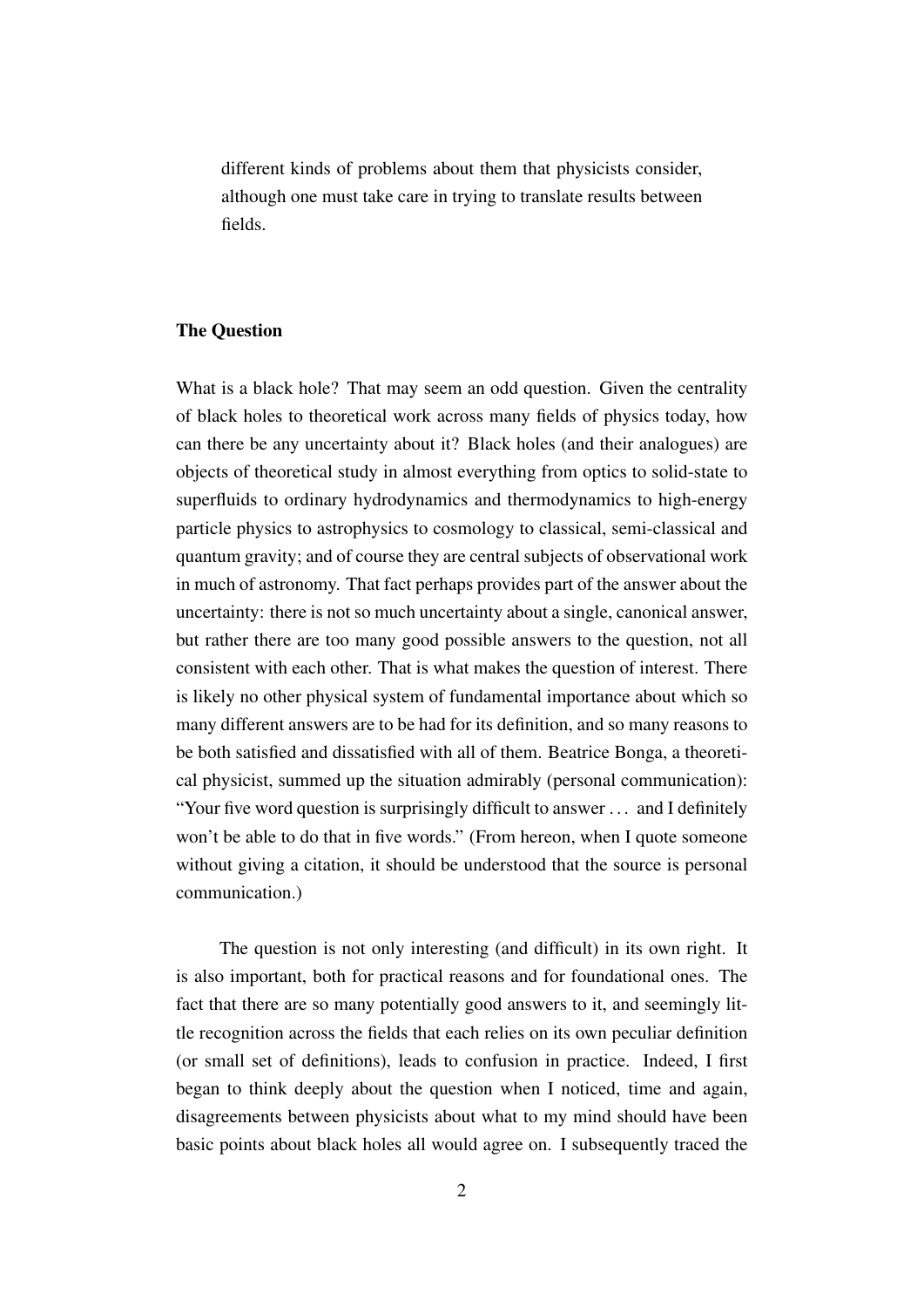different kinds of problems about them that physicists consider, although one must take care in trying to translate results between fields.

### The Question

What is a black hole? That may seem an odd question. Given the centrality of black holes to theoretical work across many fields of physics today, how can there be any uncertainty about it? Black holes (and their analogues) are objects of theoretical study in almost everything from optics to solid-state to superfluids to ordinary hydrodynamics and thermodynamics to high-energy particle physics to astrophysics to cosmology to classical, semi-classical and quantum gravity; and of course they are central subjects of observational work in much of astronomy. That fact perhaps provides part of the answer about the uncertainty: there is not so much uncertainty about a single, canonical answer, but rather there are too many good possible answers to the question, not all consistent with each other. That is what makes the question of interest. There is likely no other physical system of fundamental importance about which so many different answers are to be had for its definition, and so many reasons to be both satisfied and dissatisfied with all of them. Beatrice Bonga, a theoretical physicist, summed up the situation admirably (personal communication): "Your five word question is surprisingly difficult to answer ... and I definitely won't be able to do that in five words." (From hereon, when I quote someone without giving a citation, it should be understood that the source is personal communication.)

The question is not only interesting (and difficult) in its own right. It is also important, both for practical reasons and for foundational ones. The fact that there are so many potentially good answers to it, and seemingly little recognition across the fields that each relies on its own peculiar definition (or small set of definitions), leads to confusion in practice. Indeed, I first began to think deeply about the question when I noticed, time and again, disagreements between physicists about what to my mind should have been basic points about black holes all would agree on. I subsequently traced the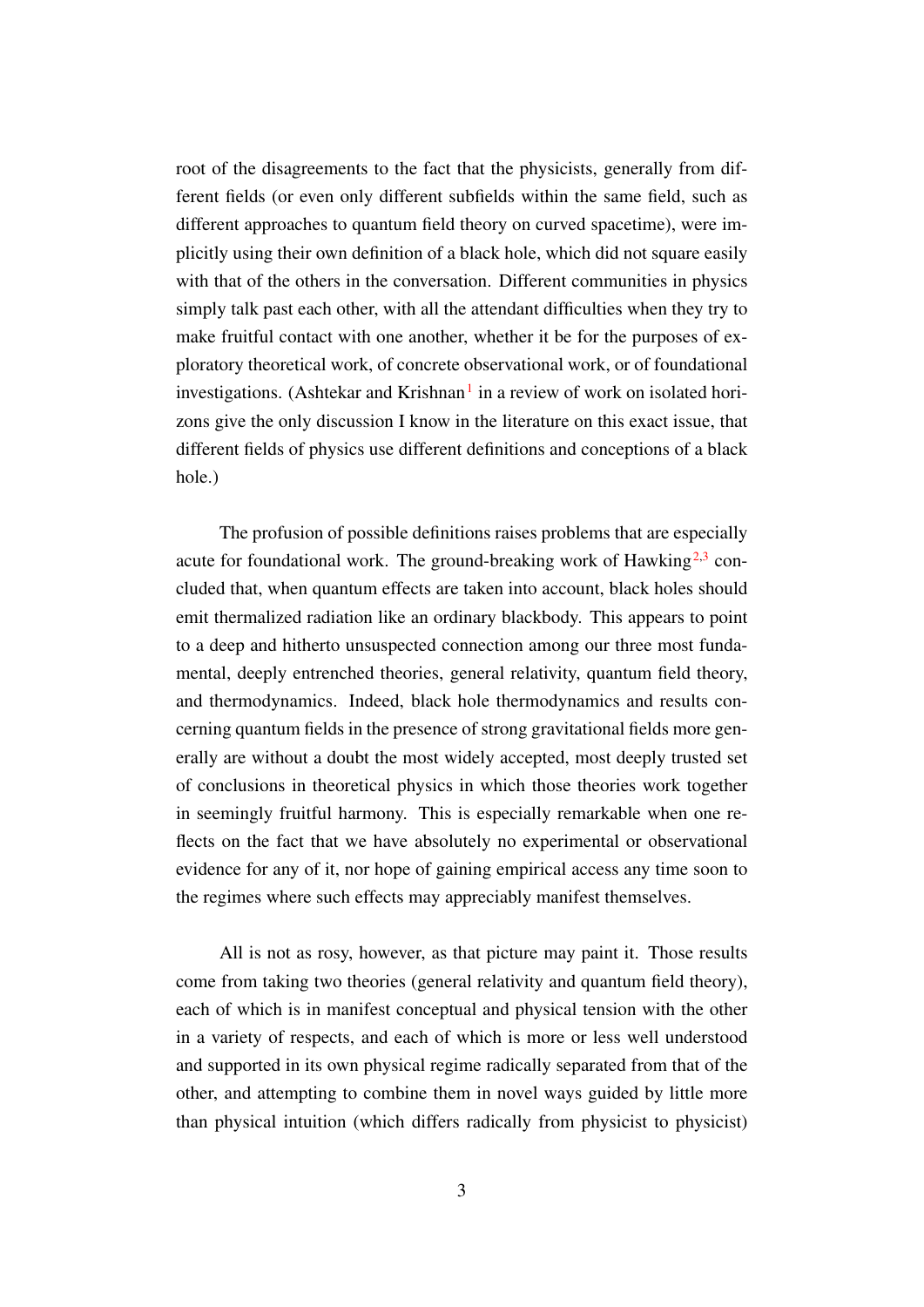root of the disagreements to the fact that the physicists, generally from different fields (or even only different subfields within the same field, such as different approaches to quantum field theory on curved spacetime), were implicitly using their own definition of a black hole, which did not square easily with that of the others in the conversation. Different communities in physics simply talk past each other, with all the attendant difficulties when they try to make fruitful contact with one another, whether it be for the purposes of exploratory theoretical work, of concrete observational work, or of foundational investigations. (Ashtekar and Krishnan[1] in a review of work on isolated horizons give the only discussion I know in the literature on this exact issue, that different fields of physics use different definitions and conceptions of a black hole.)

The profusion of possible definitions raises problems that are especially acute for foundational work. The ground-breaking work of Hawking[2,3] concluded that, when quantum effects are taken into account, black holes should emit thermalized radiation like an ordinary blackbody. This appears to point to a deep and hitherto unsuspected connection among our three most fundamental, deeply entrenched theories, general relativity, quantum field theory, and thermodynamics. Indeed, black hole thermodynamics and results concerning quantum fields in the presence of strong gravitational fields more generally are without a doubt the most widely accepted, most deeply trusted set of conclusions in theoretical physics in which those theories work together in seemingly fruitful harmony. This is especially remarkable when one reflects on the fact that we have absolutely no experimental or observational evidence for any of it, nor hope of gaining empirical access any time soon to the regimes where such effects may appreciably manifest themselves.

All is not as rosy, however, as that picture may paint it. Those results come from taking two theories (general relativity and quantum field theory), each of which is in manifest conceptual and physical tension with the other in a variety of respects, and each of which is more or less well understood and supported in its own physical regime radically separated from that of the other, and attempting to combine them in novel ways guided by little more than physical intuition (which differs radically from physicist to physicist)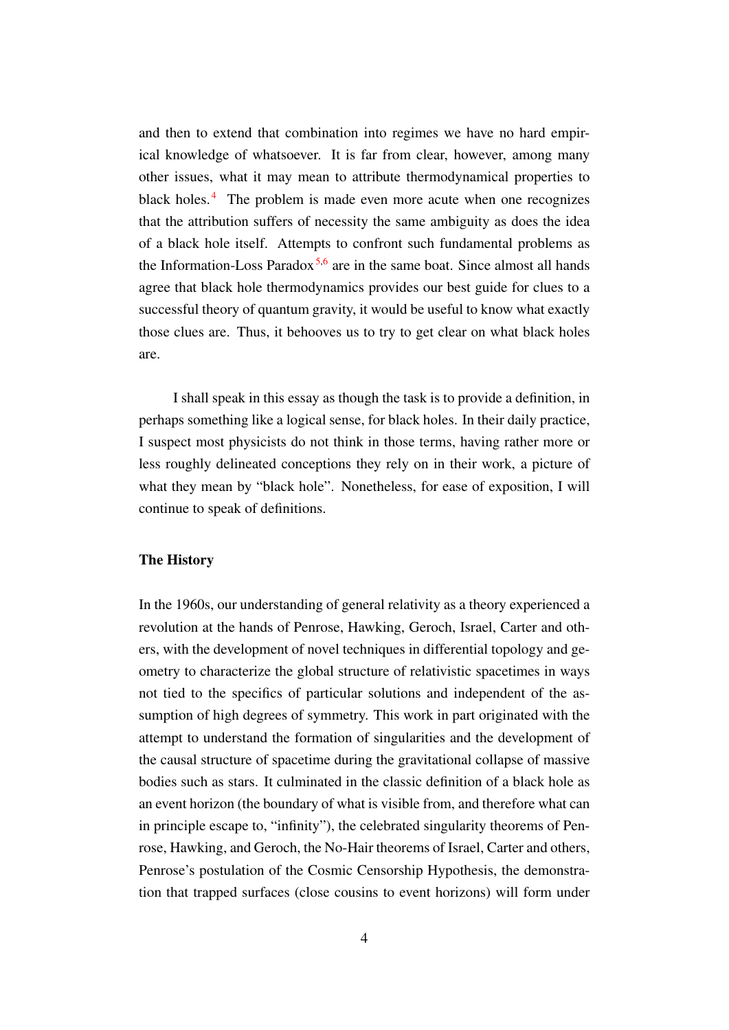and then to extend that combination into regimes we have no hard empirical knowledge of whatsoever. It is far from clear, however, among many other issues, what it may mean to attribute thermodynamical properties to black holes.[4] The problem is made even more acute when one recognizes that the attribution suffers of necessity the same ambiguity as does the idea of a black hole itself. Attempts to confront such fundamental problems as the Information-Loss Paradox[5,6] are in the same boat. Since almost all hands agree that black hole thermodynamics provides our best guide for clues to a successful theory of quantum gravity, it would be useful to know what exactly those clues are. Thus, it behooves us to try to get clear on what black holes are.

I shall speak in this essay as though the task is to provide a definition, in perhaps something like a logical sense, for black holes. In their daily practice, I suspect most physicists do not think in those terms, having rather more or less roughly delineated conceptions they rely on in their work, a picture of what they mean by "black hole". Nonetheless, for ease of exposition, I will continue to speak of definitions.

**The History**

In the 1960s, our understanding of general relativity as a theory experienced a revolution at the hands of Penrose, Hawking, Geroch, Israel, Carter and others, with the development of novel techniques in differential topology and geometry to characterize the global structure of relativistic spacetimes in ways not tied to the specifics of particular solutions and independent of the assumption of high degrees of symmetry. This work in part originated with the attempt to understand the formation of singularities and the development of the causal structure of spacetime during the gravitational collapse of massive bodies such as stars. It culminated in the classic definition of a black hole as an event horizon (the boundary of what is visible from, and therefore what can in principle escape to, "infinity"), the celebrated singularity theorems of Penrose, Hawking, and Geroch, the No-Hair theorems of Israel, Carter and others, Penrose's postulation of the Cosmic Censorship Hypothesis, the demonstration that trapped surfaces (close cousins to event horizons) will form under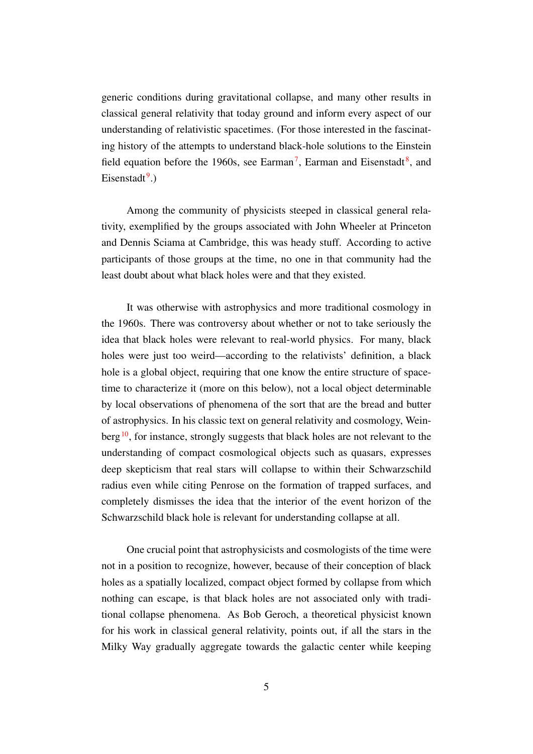generic conditions during gravitational collapse, and many other results in classical general relativity that today ground and inform every aspect of our understanding of relativistic spacetimes. (For those interested in the fascinating history of the attempts to understand black-hole solutions to the Einstein field equation before the 1960s, see Earman[7], Earman and Eisenstadt[8], and Eisenstadt[9].)

Among the community of physicists steeped in classical general relativity, exemplified by the groups associated with John Wheeler at Princeton and Dennis Sciama at Cambridge, this was heady stuff. According to active participants of those groups at the time, no one in that community had the least doubt about what black holes were and that they existed.

It was otherwise with astrophysics and more traditional cosmology in the 1960s. There was controversy about whether or not to take seriously the idea that black holes were relevant to real-world physics. For many, black holes were just too weird—according to the relativists' definition, a black hole is a global object, requiring that one know the entire structure of spacetime to characterize it (more on this below), not a local object determinable by local observations of phenomena of the sort that are the bread and butter of astrophysics. In his classic text on general relativity and cosmology, Weinberg[10], for instance, strongly suggests that black holes are not relevant to the understanding of compact cosmological objects such as quasars, expresses deep skepticism that real stars will collapse to within their Schwarzschild radius even while citing Penrose on the formation of trapped surfaces, and completely dismisses the idea that the interior of the event horizon of the Schwarzschild black hole is relevant for understanding collapse at all.

One crucial point that astrophysicists and cosmologists of the time were not in a position to recognize, however, because of their conception of black holes as a spatially localized, compact object formed by collapse from which nothing can escape, is that black holes are not associated only with traditional collapse phenomena. As Bob Geroch, a theoretical physicist known for his work in classical general relativity, points out, if all the stars in the Milky Way gradually aggregate towards the galactic center while keeping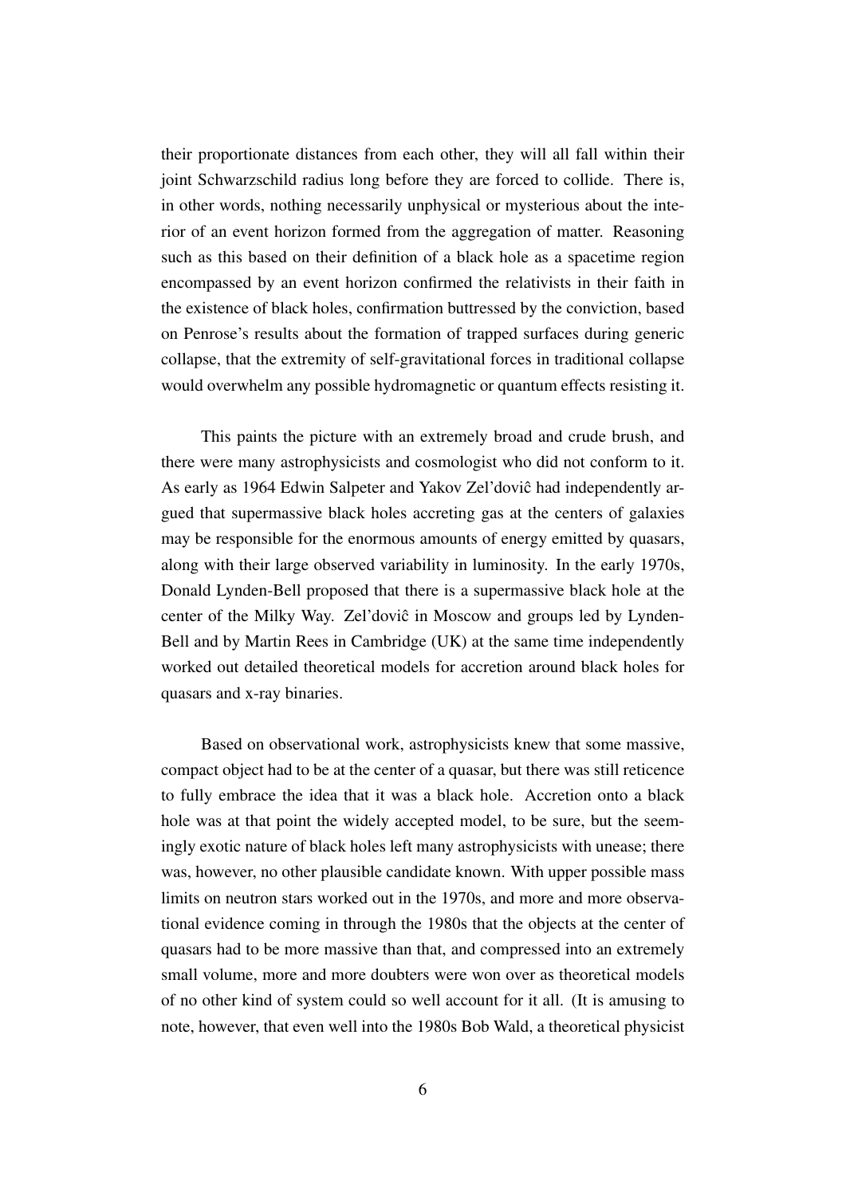their proportionate distances from each other, they will all fall within their joint Schwarzschild radius long before they are forced to collide. There is, in other words, nothing necessarily unphysical or mysterious about the interior of an event horizon formed from the aggregation of matter. Reasoning such as this based on their definition of a black hole as a spacetime region encompassed by an event horizon confirmed the relativists in their faith in the existence of black holes, confirmation buttressed by the conviction, based on Penrose's results about the formation of trapped surfaces during generic collapse, that the extremity of self-gravitational forces in traditional collapse would overwhelm any possible hydromagnetic or quantum effects resisting it.

This paints the picture with an extremely broad and crude brush, and there were many astrophysicists and cosmologist who did not conform to it. As early as 1964 Edwin Salpeter and Yakov Zel'doviĉ had independently argued that supermassive black holes accreting gas at the centers of galaxies may be responsible for the enormous amounts of energy emitted by quasars, along with their large observed variability in luminosity. In the early 1970s, Donald Lynden-Bell proposed that there is a supermassive black hole at the center of the Milky Way. Zel'doviĉ in Moscow and groups led by Lynden-Bell and by Martin Rees in Cambridge (UK) at the same time independently worked out detailed theoretical models for accretion around black holes for quasars and x-ray binaries.

Based on observational work, astrophysicists knew that some massive, compact object had to be at the center of a quasar, but there was still reticence to fully embrace the idea that it was a black hole. Accretion onto a black hole was at that point the widely accepted model, to be sure, but the seemingly exotic nature of black holes left many astrophysicists with unease; there was, however, no other plausible candidate known. With upper possible mass limits on neutron stars worked out in the 1970s, and more and more observational evidence coming in through the 1980s that the objects at the center of quasars had to be more massive than that, and compressed into an extremely small volume, more and more doubters were won over as theoretical models of no other kind of system could so well account for it all. (It is amusing to note, however, that even well into the 1980s Bob Wald, a theoretical physicist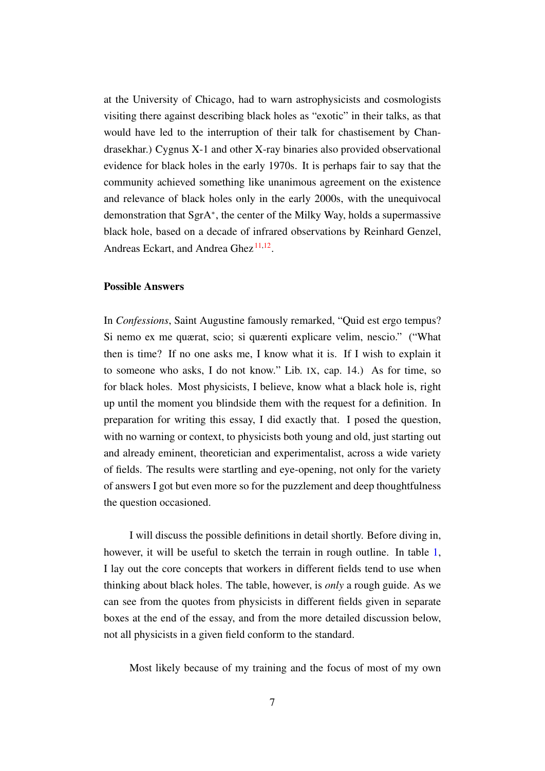at the University of Chicago, had to warn astrophysicists and cosmologists visiting there against describing black holes as "exotic" in their talks, as that would have led to the interruption of their talk for chastisement by Chandrasekhar.) Cygnus X-1 and other X-ray binaries also provided observational evidence for black holes in the early 1970s. It is perhaps fair to say that the community achieved something like unanimous agreement on the existence and relevance of black holes only in the early 2000s, with the unequivocal demonstration that SgrA*, the center of the Milky Way, holds a supermassive black hole, based on a decade of infrared observations by Reinhard Genzel, Andreas Eckart, and Andrea Ghez[11,12].

**Possible Answers**

In *Confessions*, Saint Augustine famously remarked, "Quid est ergo tempus? Si nemo ex me quærat, scio; si quærenti explicare velim, nescio." ("What then is time? If no one asks me, I know what it is. If I wish to explain it to someone who asks, I do not know." Lib. IX, cap. 14.) As for time, so for black holes. Most physicists, I believe, know what a black hole is, right up until the moment you blindside them with the request for a definition. In preparation for writing this essay, I did exactly that. I posed the question, with no warning or context, to physicists both young and old, just starting out and already eminent, theoretician and experimentalist, across a wide variety of fields. The results were startling and eye-opening, not only for the variety of answers I got but even more so for the puzzlement and deep thoughtfulness the question occasioned.

I will discuss the possible definitions in detail shortly. Before diving in, however, it will be useful to sketch the terrain in rough outline. In table 1, I lay out the core concepts that workers in different fields tend to use when thinking about black holes. The table, however, is *only* a rough guide. As we can see from the quotes from physicists in different fields given in separate boxes at the end of the essay, and from the more detailed discussion below, not all physicists in a given field conform to the standard.

Most likely because of my training and the focus of most of my own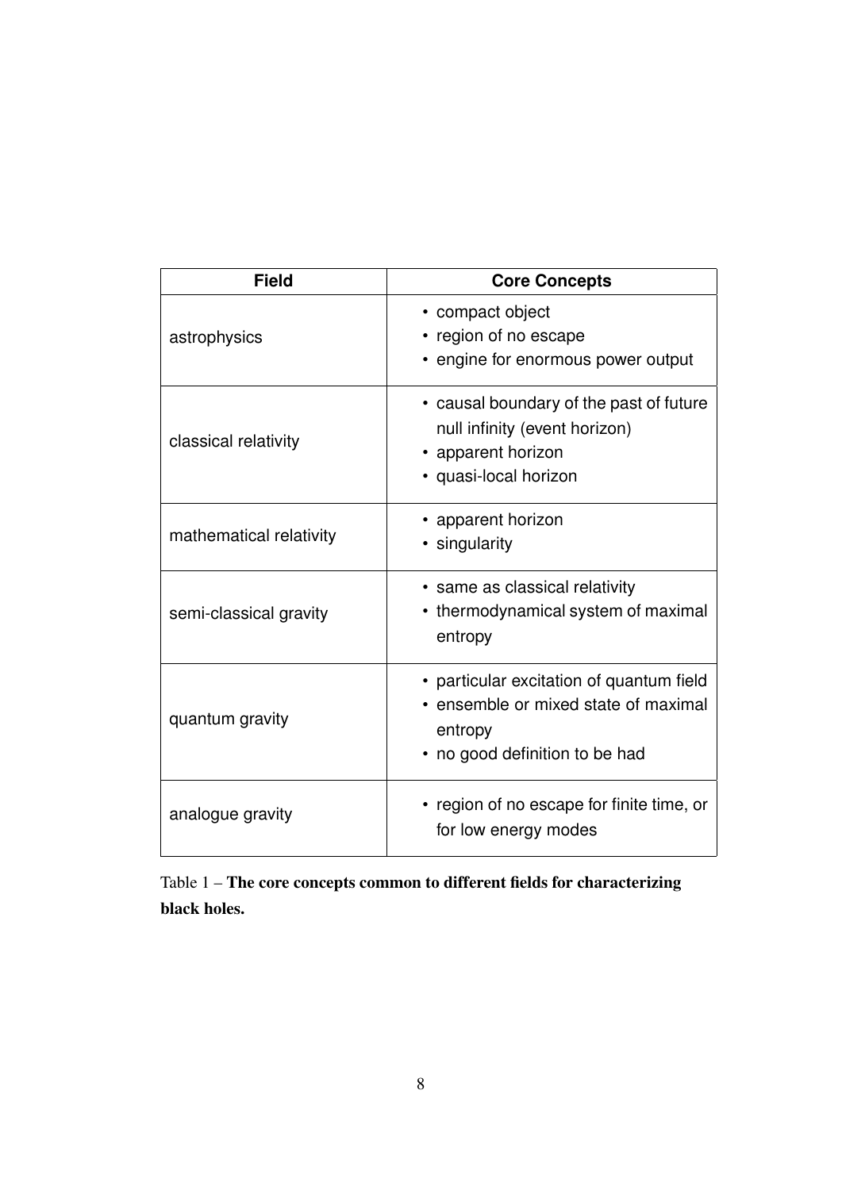| Field | Core Concepts |
| --- | --- |
| astrophysics | • compact object<br>• region of no escape<br>• engine for enormous power output |
| classical relativity | • causal boundary of the past of future null infinity (event horizon)<br>• apparent horizon<br>• quasi-local horizon |
| mathematical relativity | • apparent horizon<br>• singularity |
| semi-classical gravity | • same as classical relativity<br>• thermodynamical system of maximal entropy |
| quantum gravity | • particular excitation of quantum field<br>• ensemble or mixed state of maximal entropy<br>• no good definition to be had |
| analogue gravity | • region of no escape for finite time, or for low energy modes |

Table 1 – **The core concepts common to different fields for characterizing black holes.**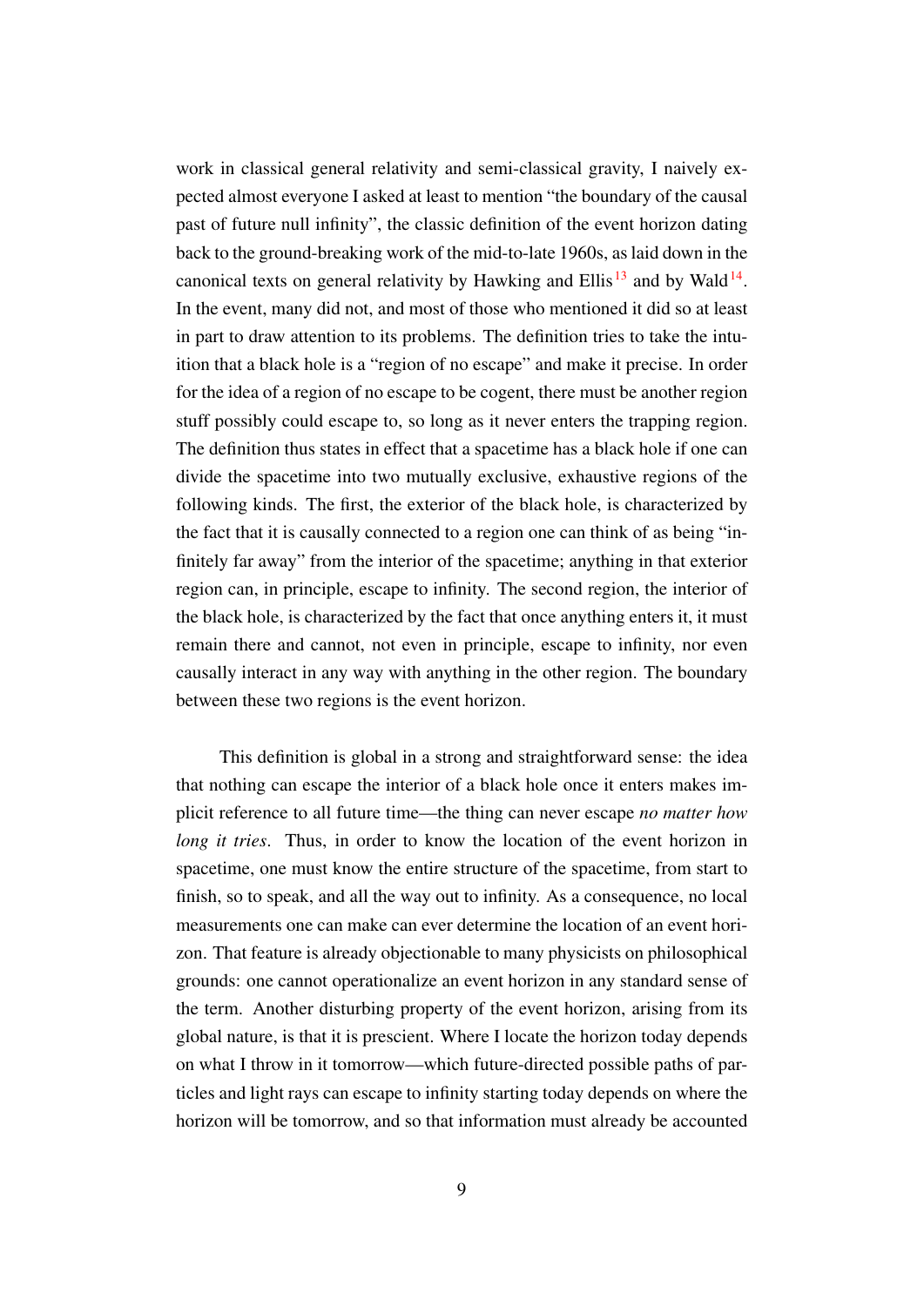work in classical general relativity and semi-classical gravity, I naively expected almost everyone I asked at least to mention "the boundary of the causal past of future null infinity", the classic definition of the event horizon dating back to the ground-breaking work of the mid-to-late 1960s, as laid down in the canonical texts on general relativity by Hawking and Ellis[13] and by Wald[14]. In the event, many did not, and most of those who mentioned it did so at least in part to draw attention to its problems. The definition tries to take the intuition that a black hole is a "region of no escape" and make it precise. In order for the idea of a region of no escape to be cogent, there must be another region stuff possibly could escape to, so long as it never enters the trapping region. The definition thus states in effect that a spacetime has a black hole if one can divide the spacetime into two mutually exclusive, exhaustive regions of the following kinds. The first, the exterior of the black hole, is characterized by the fact that it is causally connected to a region one can think of as being "infinitely far away" from the interior of the spacetime; anything in that exterior region can, in principle, escape to infinity. The second region, the interior of the black hole, is characterized by the fact that once anything enters it, it must remain there and cannot, not even in principle, escape to infinity, nor even causally interact in any way with anything in the other region. The boundary between these two regions is the event horizon.

This definition is global in a strong and straightforward sense: the idea that nothing can escape the interior of a black hole once it enters makes implicit reference to all future time—the thing can never escape *no matter how long it tries*. Thus, in order to know the location of the event horizon in spacetime, one must know the entire structure of the spacetime, from start to finish, so to speak, and all the way out to infinity. As a consequence, no local measurements one can make can ever determine the location of an event horizon. That feature is already objectionable to many physicists on philosophical grounds: one cannot operationalize an event horizon in any standard sense of the term. Another disturbing property of the event horizon, arising from its global nature, is that it is prescient. Where I locate the horizon today depends on what I throw in it tomorrow—which future-directed possible paths of particles and light rays can escape to infinity starting today depends on where the horizon will be tomorrow, and so that information must already be accounted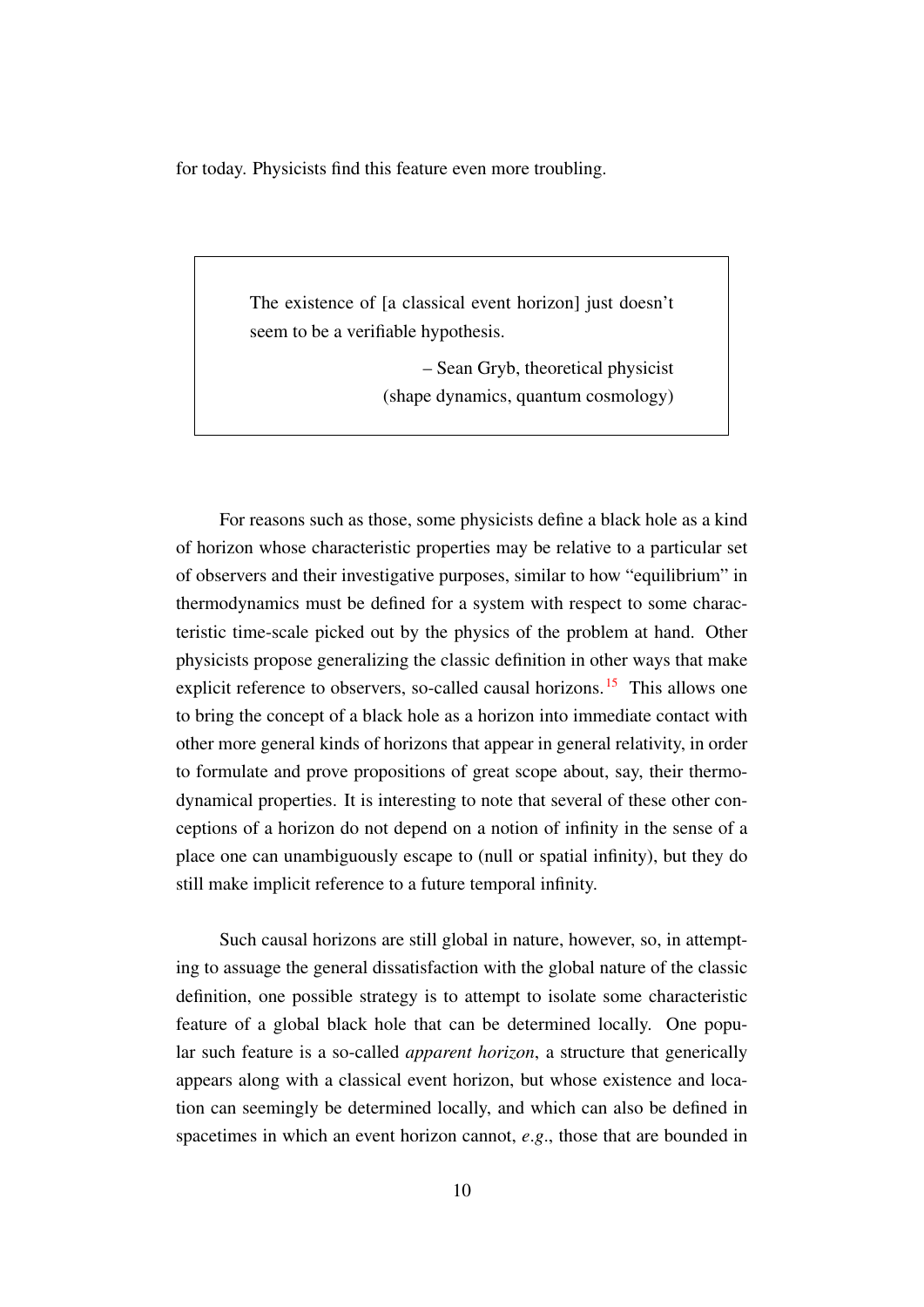for today. Physicists find this feature even more troubling.

> The existence of [a classical event horizon] just doesn't seem to be a verifiable hypothesis.
>
> – Sean Gryb, theoretical physicist (shape dynamics, quantum cosmology)

For reasons such as those, some physicists define a black hole as a kind of horizon whose characteristic properties may be relative to a particular set of observers and their investigative purposes, similar to how "equilibrium" in thermodynamics must be defined for a system with respect to some characteristic time-scale picked out by the physics of the problem at hand. Other physicists propose generalizing the classic definition in other ways that make explicit reference to observers, so-called causal horizons.[15] This allows one to bring the concept of a black hole as a horizon into immediate contact with other more general kinds of horizons that appear in general relativity, in order to formulate and prove propositions of great scope about, say, their thermodynamical properties. It is interesting to note that several of these other conceptions of a horizon do not depend on a notion of infinity in the sense of a place one can unambiguously escape to (null or spatial infinity), but they do still make implicit reference to a future temporal infinity.

Such causal horizons are still global in nature, however, so, in attempting to assuage the general dissatisfaction with the global nature of the classic definition, one possible strategy is to attempt to isolate some characteristic feature of a global black hole that can be determined locally. One popular such feature is a so-called *apparent horizon*, a structure that generically appears along with a classical event horizon, but whose existence and location can seemingly be determined locally, and which can also be defined in spacetimes in which an event horizon cannot, *e.g.*, those that are bounded in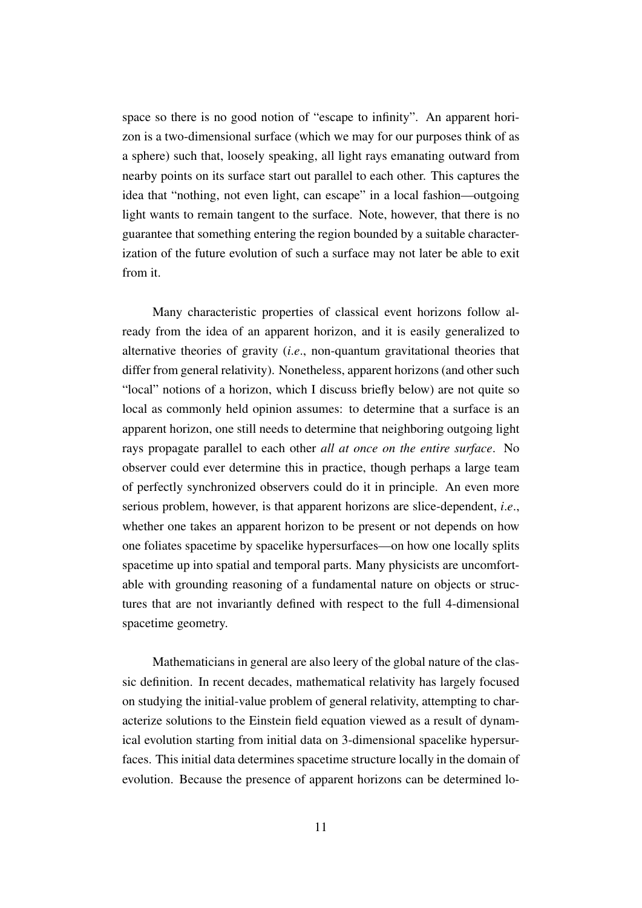space so there is no good notion of "escape to infinity". An apparent horizon is a two-dimensional surface (which we may for our purposes think of as a sphere) such that, loosely speaking, all light rays emanating outward from nearby points on its surface start out parallel to each other. This captures the idea that "nothing, not even light, can escape" in a local fashion—outgoing light wants to remain tangent to the surface. Note, however, that there is no guarantee that something entering the region bounded by a suitable characterization of the future evolution of such a surface may not later be able to exit from it.

Many characteristic properties of classical event horizons follow already from the idea of an apparent horizon, and it is easily generalized to alternative theories of gravity (*i.e.*, non-quantum gravitational theories that differ from general relativity). Nonetheless, apparent horizons (and other such "local" notions of a horizon, which I discuss briefly below) are not quite so local as commonly held opinion assumes: to determine that a surface is an apparent horizon, one still needs to determine that neighboring outgoing light rays propagate parallel to each other *all at once on the entire surface*. No observer could ever determine this in practice, though perhaps a large team of perfectly synchronized observers could do it in principle. An even more serious problem, however, is that apparent horizons are slice-dependent, *i.e.*, whether one takes an apparent horizon to be present or not depends on how one foliates spacetime by spacelike hypersurfaces—on how one locally splits spacetime up into spatial and temporal parts. Many physicists are uncomfortable with grounding reasoning of a fundamental nature on objects or structures that are not invariantly defined with respect to the full 4-dimensional spacetime geometry.

Mathematicians in general are also leery of the global nature of the classic definition. In recent decades, mathematical relativity has largely focused on studying the initial-value problem of general relativity, attempting to characterize solutions to the Einstein field equation viewed as a result of dynamical evolution starting from initial data on 3-dimensional spacelike hypersurfaces. This initial data determines spacetime structure locally in the domain of evolution. Because the presence of apparent horizons can be determined lo-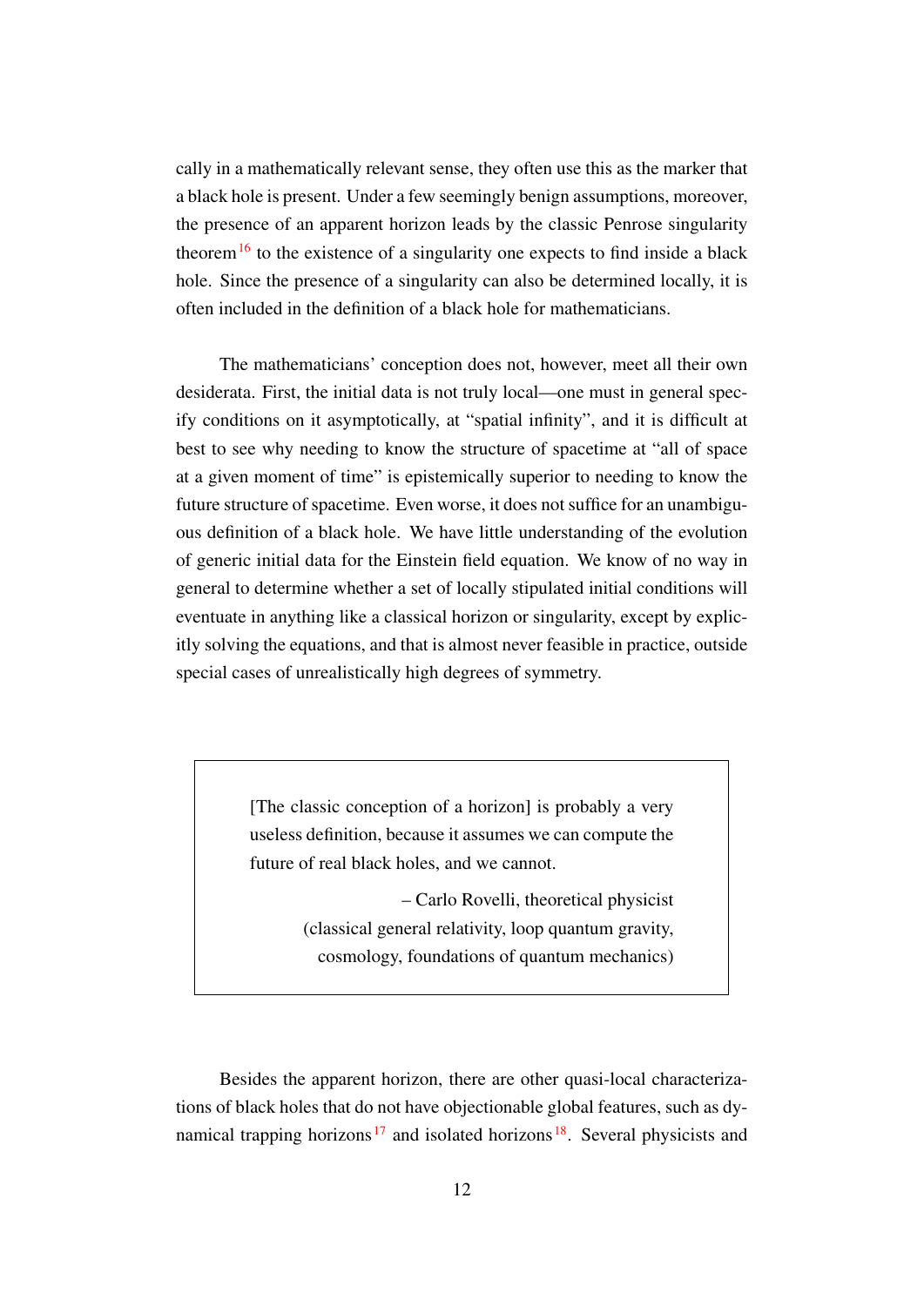cally in a mathematically relevant sense, they often use this as the marker that a black hole is present. Under a few seemingly benign assumptions, moreover, the presence of an apparent horizon leads by the classic Penrose singularity theorem[16] to the existence of a singularity one expects to find inside a black hole. Since the presence of a singularity can also be determined locally, it is often included in the definition of a black hole for mathematicians.

The mathematicians' conception does not, however, meet all their own desiderata. First, the initial data is not truly local—one must in general specify conditions on it asymptotically, at "spatial infinity", and it is difficult at best to see why needing to know the structure of spacetime at "all of space at a given moment of time" is epistemically superior to needing to know the future structure of spacetime. Even worse, it does not suffice for an unambiguous definition of a black hole. We have little understanding of the evolution of generic initial data for the Einstein field equation. We know of no way in general to determine whether a set of locally stipulated initial conditions will eventuate in anything like a classical horizon or singularity, except by explicitly solving the equations, and that is almost never feasible in practice, outside special cases of unrealistically high degrees of symmetry.

> [The classic conception of a horizon] is probably a very useless definition, because it assumes we can compute the future of real black holes, and we cannot.
>
> – Carlo Rovelli, theoretical physicist
> (classical general relativity, loop quantum gravity, cosmology, foundations of quantum mechanics)

Besides the apparent horizon, there are other quasi-local characterizations of black holes that do not have objectionable global features, such as dynamical trapping horizons[17] and isolated horizons[18]. Several physicists and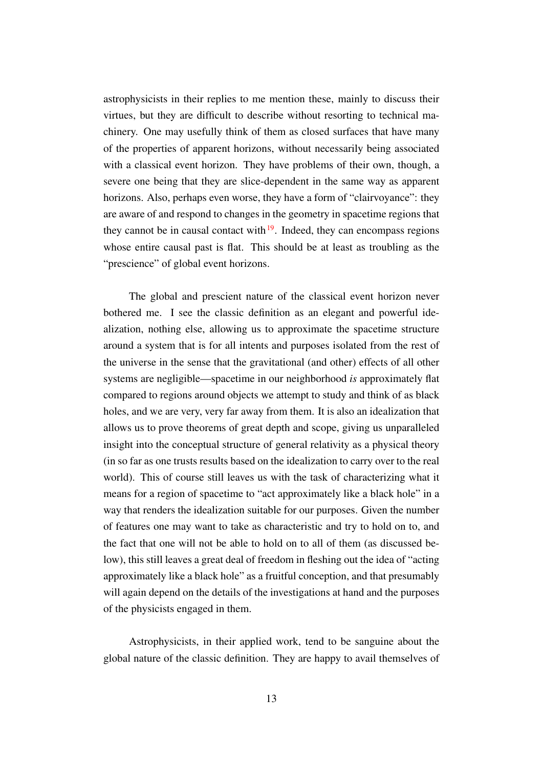astrophysicists in their replies to me mention these, mainly to discuss their virtues, but they are difficult to describe without resorting to technical machinery. One may usefully think of them as closed surfaces that have many of the properties of apparent horizons, without necessarily being associated with a classical event horizon. They have problems of their own, though, a severe one being that they are slice-dependent in the same way as apparent horizons. Also, perhaps even worse, they have a form of "clairvoyance": they are aware of and respond to changes in the geometry in spacetime regions that they cannot be in causal contact with[19]. Indeed, they can encompass regions whose entire causal past is flat. This should be at least as troubling as the "prescience" of global event horizons.

The global and prescient nature of the classical event horizon never bothered me. I see the classic definition as an elegant and powerful idealization, nothing else, allowing us to approximate the spacetime structure around a system that is for all intents and purposes isolated from the rest of the universe in the sense that the gravitational (and other) effects of all other systems are negligible—spacetime in our neighborhood *is* approximately flat compared to regions around objects we attempt to study and think of as black holes, and we are very, very far away from them. It is also an idealization that allows us to prove theorems of great depth and scope, giving us unparalleled insight into the conceptual structure of general relativity as a physical theory (in so far as one trusts results based on the idealization to carry over to the real world). This of course still leaves us with the task of characterizing what it means for a region of spacetime to "act approximately like a black hole" in a way that renders the idealization suitable for our purposes. Given the number of features one may want to take as characteristic and try to hold on to, and the fact that one will not be able to hold on to all of them (as discussed below), this still leaves a great deal of freedom in fleshing out the idea of "acting approximately like a black hole" as a fruitful conception, and that presumably will again depend on the details of the investigations at hand and the purposes of the physicists engaged in them.

Astrophysicists, in their applied work, tend to be sanguine about the global nature of the classic definition. They are happy to avail themselves of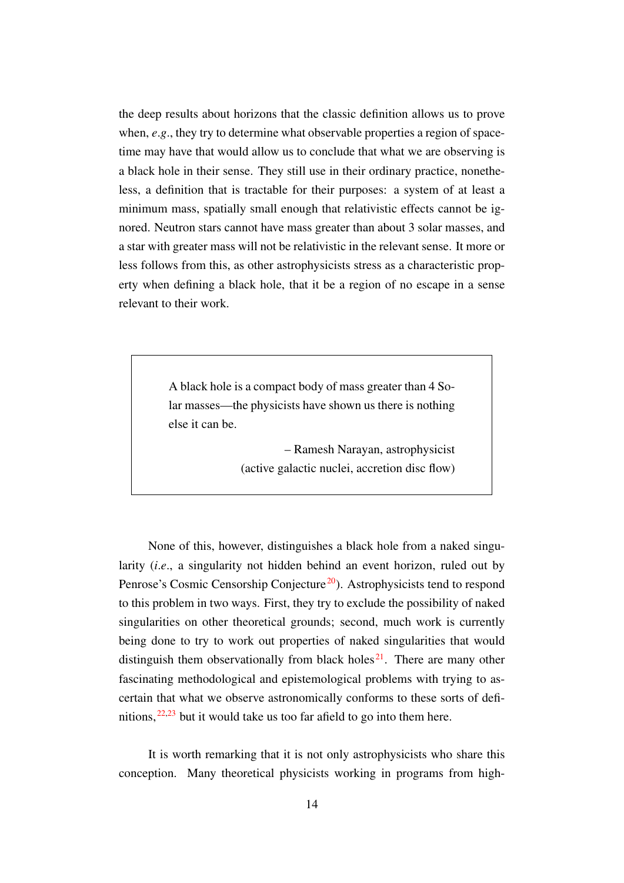the deep results about horizons that the classic definition allows us to prove when, *e.g.*, they try to determine what observable properties a region of spacetime may have that would allow us to conclude that what we are observing is a black hole in their sense. They still use in their ordinary practice, nonetheless, a definition that is tractable for their purposes: a system of at least a minimum mass, spatially small enough that relativistic effects cannot be ignored. Neutron stars cannot have mass greater than about 3 solar masses, and a star with greater mass will not be relativistic in the relevant sense. It more or less follows from this, as other astrophysicists stress as a characteristic property when defining a black hole, that it be a region of no escape in a sense relevant to their work.

> A black hole is a compact body of mass greater than 4 Solar masses—the physicists have shown us there is nothing else it can be.
>
> – Ramesh Narayan, astrophysicist
> (active galactic nuclei, accretion disc flow)

None of this, however, distinguishes a black hole from a naked singularity (*i.e.*, a singularity not hidden behind an event horizon, ruled out by Penrose's Cosmic Censorship Conjecture[20]). Astrophysicists tend to respond to this problem in two ways. First, they try to exclude the possibility of naked singularities on other theoretical grounds; second, much work is currently being done to try to work out properties of naked singularities that would distinguish them observationally from black holes[21]. There are many other fascinating methodological and epistemological problems with trying to ascertain that what we observe astronomically conforms to these sorts of definitions,[22,23] but it would take us too far afield to go into them here.

It is worth remarking that it is not only astrophysicists who share this conception. Many theoretical physicists working in programs from high-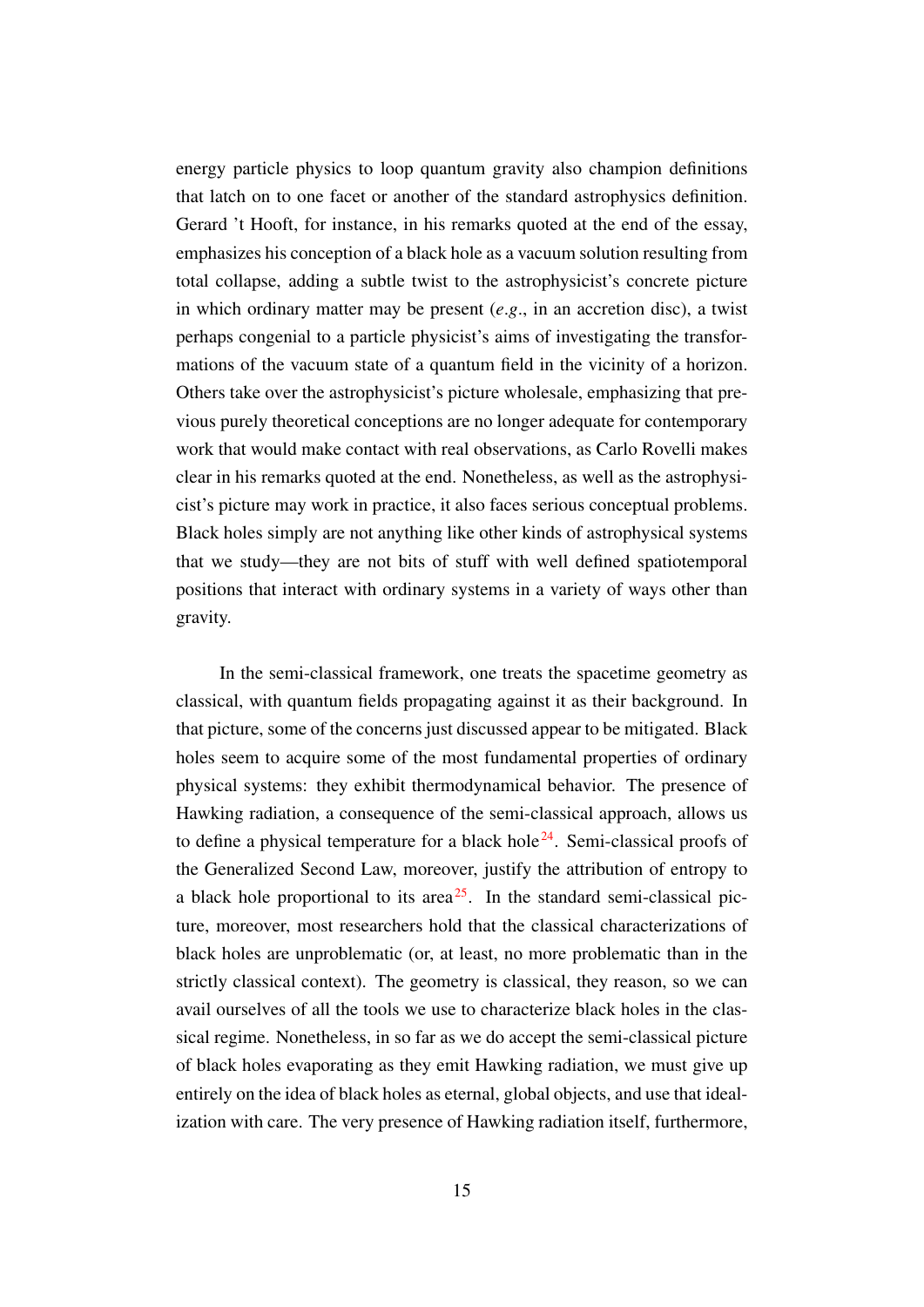energy particle physics to loop quantum gravity also champion definitions that latch on to one facet or another of the standard astrophysics definition. Gerard 't Hooft, for instance, in his remarks quoted at the end of the essay, emphasizes his conception of a black hole as a vacuum solution resulting from total collapse, adding a subtle twist to the astrophysicist's concrete picture in which ordinary matter may be present (*e.g*., in an accretion disc), a twist perhaps congenial to a particle physicist's aims of investigating the transformations of the vacuum state of a quantum field in the vicinity of a horizon. Others take over the astrophysicist's picture wholesale, emphasizing that previous purely theoretical conceptions are no longer adequate for contemporary work that would make contact with real observations, as Carlo Rovelli makes clear in his remarks quoted at the end. Nonetheless, as well as the astrophysicist's picture may work in practice, it also faces serious conceptual problems. Black holes simply are not anything like other kinds of astrophysical systems that we study—they are not bits of stuff with well defined spatiotemporal positions that interact with ordinary systems in a variety of ways other than gravity.

In the semi-classical framework, one treats the spacetime geometry as classical, with quantum fields propagating against it as their background. In that picture, some of the concerns just discussed appear to be mitigated. Black holes seem to acquire some of the most fundamental properties of ordinary physical systems: they exhibit thermodynamical behavior. The presence of Hawking radiation, a consequence of the semi-classical approach, allows us to define a physical temperature for a black hole[24]. Semi-classical proofs of the Generalized Second Law, moreover, justify the attribution of entropy to a black hole proportional to its area[25]. In the standard semi-classical picture, moreover, most researchers hold that the classical characterizations of black holes are unproblematic (or, at least, no more problematic than in the strictly classical context). The geometry is classical, they reason, so we can avail ourselves of all the tools we use to characterize black holes in the classical regime. Nonetheless, in so far as we do accept the semi-classical picture of black holes evaporating as they emit Hawking radiation, we must give up entirely on the idea of black holes as eternal, global objects, and use that idealization with care. The very presence of Hawking radiation itself, furthermore,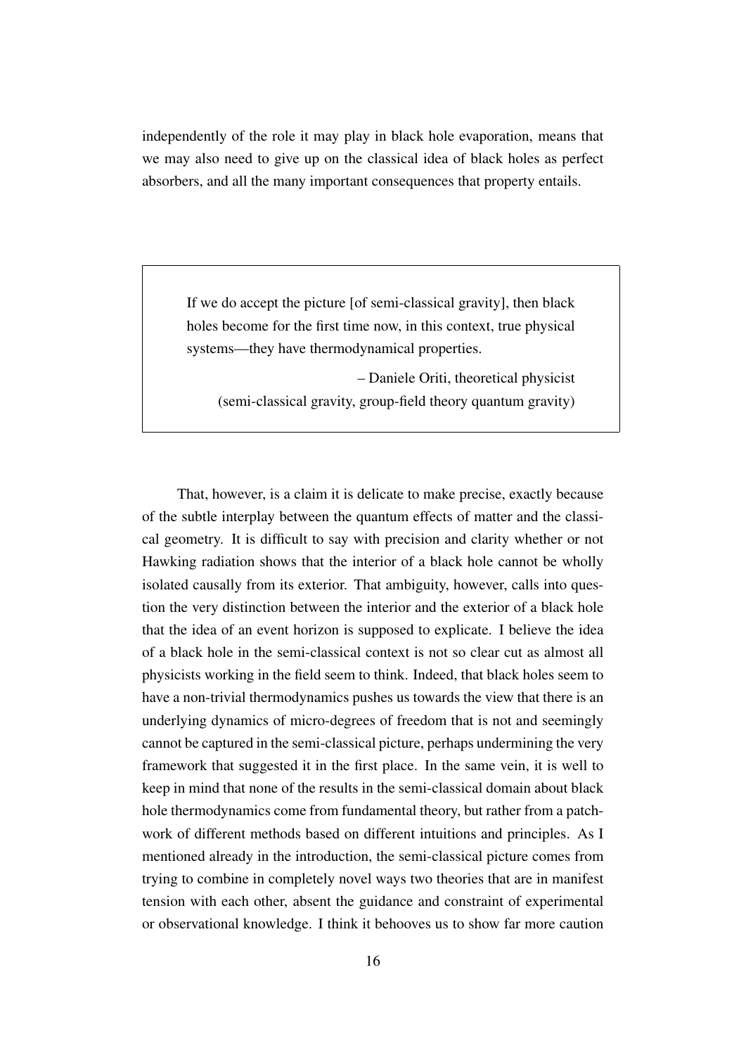independently of the role it may play in black hole evaporation, means that we may also need to give up on the classical idea of black holes as perfect absorbers, and all the many important consequences that property entails.

> If we do accept the picture [of semi-classical gravity], then black holes become for the first time now, in this context, true physical systems—they have thermodynamical properties.
>
> – Daniele Oriti, theoretical physicist
> (semi-classical gravity, group-field theory quantum gravity)

That, however, is a claim it is delicate to make precise, exactly because of the subtle interplay between the quantum effects of matter and the classical geometry. It is difficult to say with precision and clarity whether or not Hawking radiation shows that the interior of a black hole cannot be wholly isolated causally from its exterior. That ambiguity, however, calls into question the very distinction between the interior and the exterior of a black hole that the idea of an event horizon is supposed to explicate. I believe the idea of a black hole in the semi-classical context is not so clear cut as almost all physicists working in the field seem to think. Indeed, that black holes seem to have a non-trivial thermodynamics pushes us towards the view that there is an underlying dynamics of micro-degrees of freedom that is not and seemingly cannot be captured in the semi-classical picture, perhaps undermining the very framework that suggested it in the first place. In the same vein, it is well to keep in mind that none of the results in the semi-classical domain about black hole thermodynamics come from fundamental theory, but rather from a patchwork of different methods based on different intuitions and principles. As I mentioned already in the introduction, the semi-classical picture comes from trying to combine in completely novel ways two theories that are in manifest tension with each other, absent the guidance and constraint of experimental or observational knowledge. I think it behooves us to show far more caution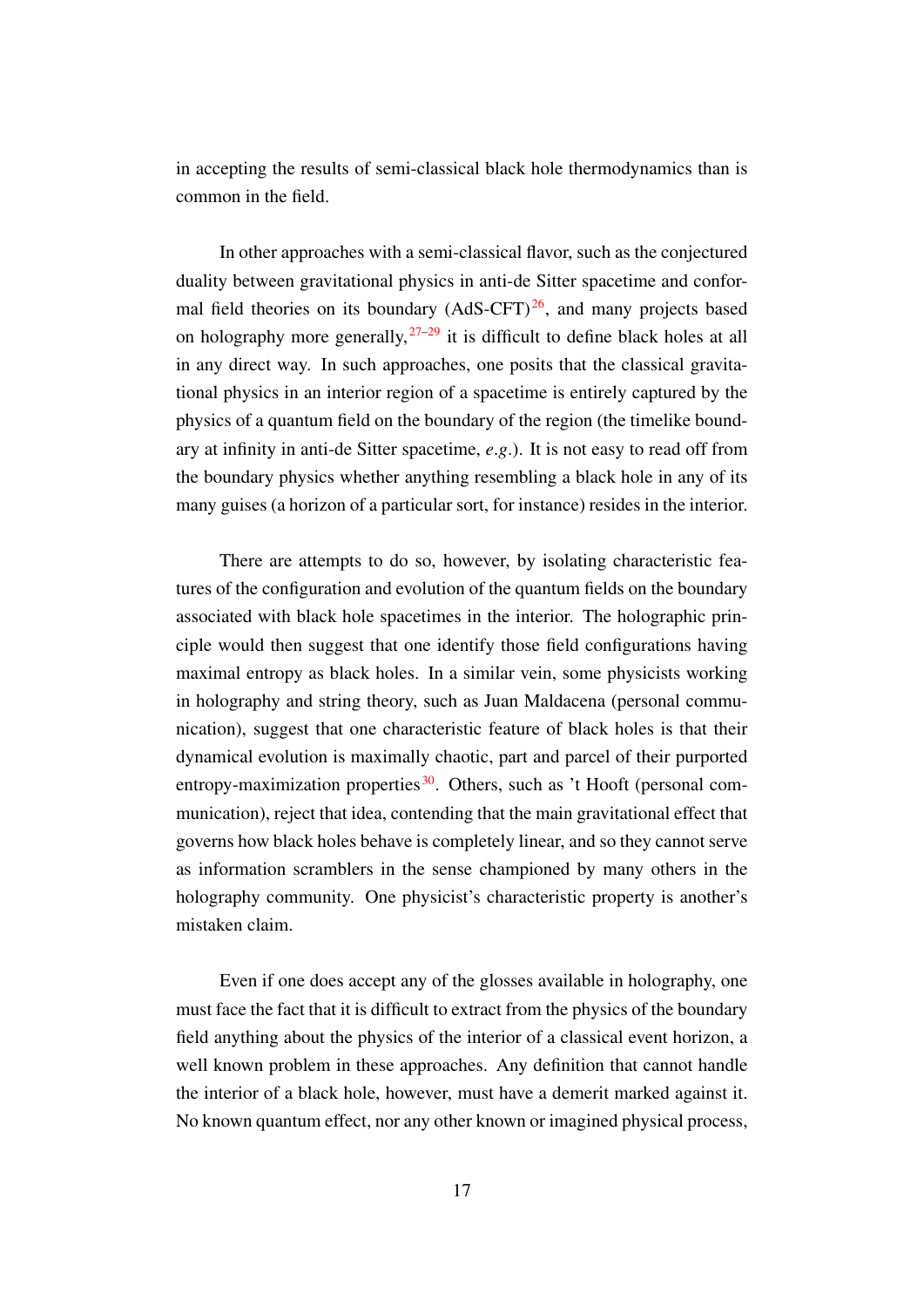in accepting the results of semi-classical black hole thermodynamics than is common in the field.

In other approaches with a semi-classical flavor, such as the conjectured duality between gravitational physics in anti-de Sitter spacetime and conformal field theories on its boundary (AdS-CFT)[26], and many projects based on holography more generally,[27–29] it is difficult to define black holes at all in any direct way. In such approaches, one posits that the classical gravitational physics in an interior region of a spacetime is entirely captured by the physics of a quantum field on the boundary of the region (the timelike boundary at infinity in anti-de Sitter spacetime, *e.g.*). It is not easy to read off from the boundary physics whether anything resembling a black hole in any of its many guises (a horizon of a particular sort, for instance) resides in the interior.

There are attempts to do so, however, by isolating characteristic features of the configuration and evolution of the quantum fields on the boundary associated with black hole spacetimes in the interior. The holographic principle would then suggest that one identify those field configurations having maximal entropy as black holes. In a similar vein, some physicists working in holography and string theory, such as Juan Maldacena (personal communication), suggest that one characteristic feature of black holes is that their dynamical evolution is maximally chaotic, part and parcel of their purported entropy-maximization properties[30]. Others, such as 't Hooft (personal communication), reject that idea, contending that the main gravitational effect that governs how black holes behave is completely linear, and so they cannot serve as information scramblers in the sense championed by many others in the holography community. One physicist's characteristic property is another's mistaken claim.

Even if one does accept any of the glosses available in holography, one must face the fact that it is difficult to extract from the physics of the boundary field anything about the physics of the interior of a classical event horizon, a well known problem in these approaches. Any definition that cannot handle the interior of a black hole, however, must have a demerit marked against it. No known quantum effect, nor any other known or imagined physical process,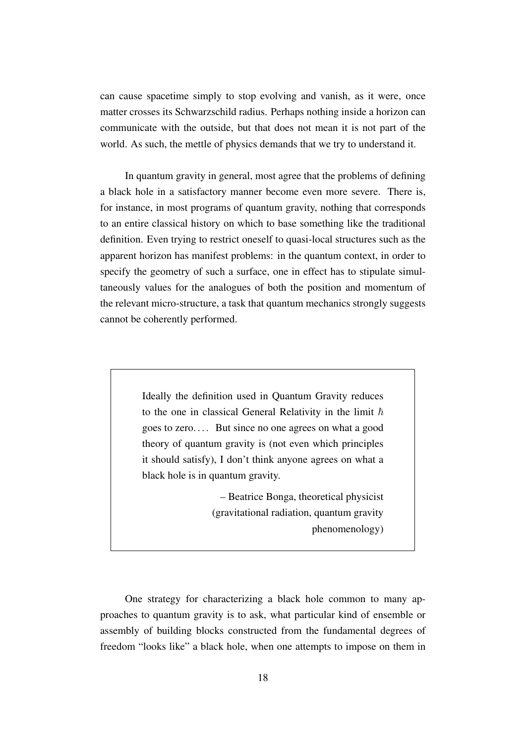can cause spacetime simply to stop evolving and vanish, as it were, once matter crosses its Schwarzschild radius. Perhaps nothing inside a horizon can communicate with the outside, but that does not mean it is not part of the world. As such, the mettle of physics demands that we try to understand it.

In quantum gravity in general, most agree that the problems of defining a black hole in a satisfactory manner become even more severe. There is, for instance, in most programs of quantum gravity, nothing that corresponds to an entire classical history on which to base something like the traditional definition. Even trying to restrict oneself to quasi-local structures such as the apparent horizon has manifest problems: in the quantum context, in order to specify the geometry of such a surface, one in effect has to stipulate simultaneously values for the analogues of both the position and momentum of the relevant micro-structure, a task that quantum mechanics strongly suggests cannot be coherently performed.

> Ideally the definition used in Quantum Gravity reduces to the one in classical General Relativity in the limit $\hbar$ goes to zero. . . . But since no one agrees on what a good theory of quantum gravity is (not even which principles it should satisfy), I don't think anyone agrees on what a black hole is in quantum gravity.
>
> – Beatrice Bonga, theoretical physicist (gravitational radiation, quantum gravity phenomenology)

One strategy for characterizing a black hole common to many approaches to quantum gravity is to ask, what particular kind of ensemble or assembly of building blocks constructed from the fundamental degrees of freedom "looks like" a black hole, when one attempts to impose on them in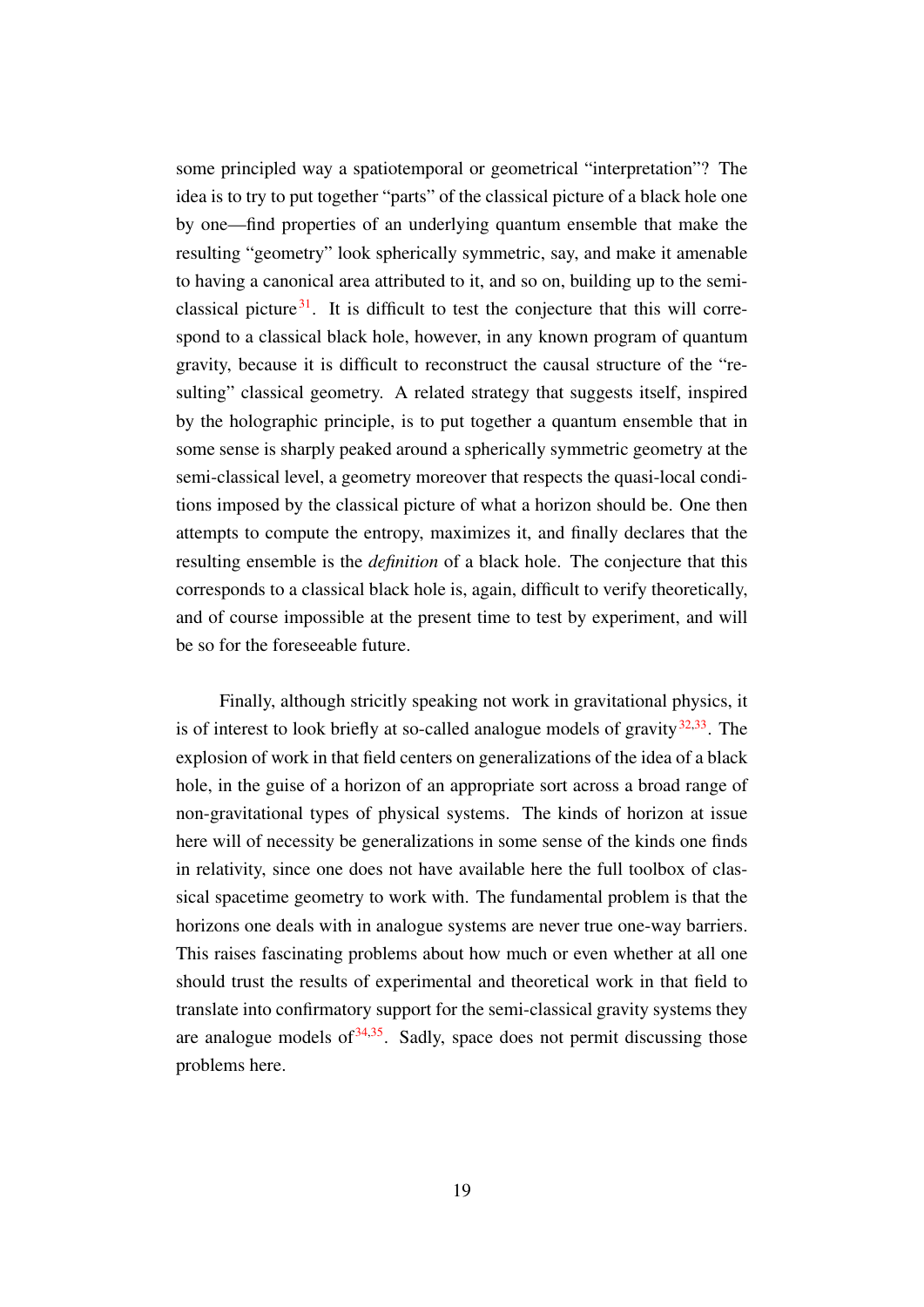some principled way a spatiotemporal or geometrical "interpretation"? The idea is to try to put together "parts" of the classical picture of a black hole one by one—find properties of an underlying quantum ensemble that make the resulting "geometry" look spherically symmetric, say, and make it amenable to having a canonical area attributed to it, and so on, building up to the semi-classical picture[31]. It is difficult to test the conjecture that this will correspond to a classical black hole, however, in any known program of quantum gravity, because it is difficult to reconstruct the causal structure of the "resulting" classical geometry. A related strategy that suggests itself, inspired by the holographic principle, is to put together a quantum ensemble that in some sense is sharply peaked around a spherically symmetric geometry at the semi-classical level, a geometry moreover that respects the quasi-local conditions imposed by the classical picture of what a horizon should be. One then attempts to compute the entropy, maximizes it, and finally declares that the resulting ensemble is the *definition* of a black hole. The conjecture that this corresponds to a classical black hole is, again, difficult to verify theoretically, and of course impossible at the present time to test by experiment, and will be so for the foreseeable future.

Finally, although stricitly speaking not work in gravitational physics, it is of interest to look briefly at so-called analogue models of gravity[32,33]. The explosion of work in that field centers on generalizations of the idea of a black hole, in the guise of a horizon of an appropriate sort across a broad range of non-gravitational types of physical systems. The kinds of horizon at issue here will of necessity be generalizations in some sense of the kinds one finds in relativity, since one does not have available here the full toolbox of classical spacetime geometry to work with. The fundamental problem is that the horizons one deals with in analogue systems are never true one-way barriers. This raises fascinating problems about how much or even whether at all one should trust the results of experimental and theoretical work in that field to translate into confirmatory support for the semi-classical gravity systems they are analogue models of[34,35]. Sadly, space does not permit discussing those problems here.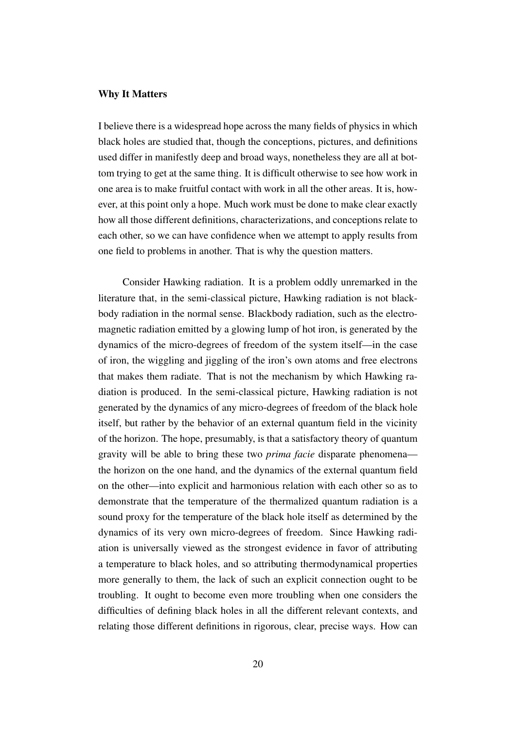**Why It Matters**

I believe there is a widespread hope across the many fields of physics in which black holes are studied that, though the conceptions, pictures, and definitions used differ in manifestly deep and broad ways, nonetheless they are all at bottom trying to get at the same thing. It is difficult otherwise to see how work in one area is to make fruitful contact with work in all the other areas. It is, however, at this point only a hope. Much work must be done to make clear exactly how all those different definitions, characterizations, and conceptions relate to each other, so we can have confidence when we attempt to apply results from one field to problems in another. That is why the question matters.

Consider Hawking radiation. It is a problem oddly unremarked in the literature that, in the semi-classical picture, Hawking radiation is not blackbody radiation in the normal sense. Blackbody radiation, such as the electromagnetic radiation emitted by a glowing lump of hot iron, is generated by the dynamics of the micro-degrees of freedom of the system itself—in the case of iron, the wiggling and jiggling of the iron's own atoms and free electrons that makes them radiate. That is not the mechanism by which Hawking radiation is produced. In the semi-classical picture, Hawking radiation is not generated by the dynamics of any micro-degrees of freedom of the black hole itself, but rather by the behavior of an external quantum field in the vicinity of the horizon. The hope, presumably, is that a satisfactory theory of quantum gravity will be able to bring these two *prima facie* disparate phenomena—the horizon on the one hand, and the dynamics of the external quantum field on the other—into explicit and harmonious relation with each other so as to demonstrate that the temperature of the thermalized quantum radiation is a sound proxy for the temperature of the black hole itself as determined by the dynamics of its very own micro-degrees of freedom. Since Hawking radiation is universally viewed as the strongest evidence in favor of attributing a temperature to black holes, and so attributing thermodynamical properties more generally to them, the lack of such an explicit connection ought to be troubling. It ought to become even more troubling when one considers the difficulties of defining black holes in all the different relevant contexts, and relating those different definitions in rigorous, clear, precise ways. How can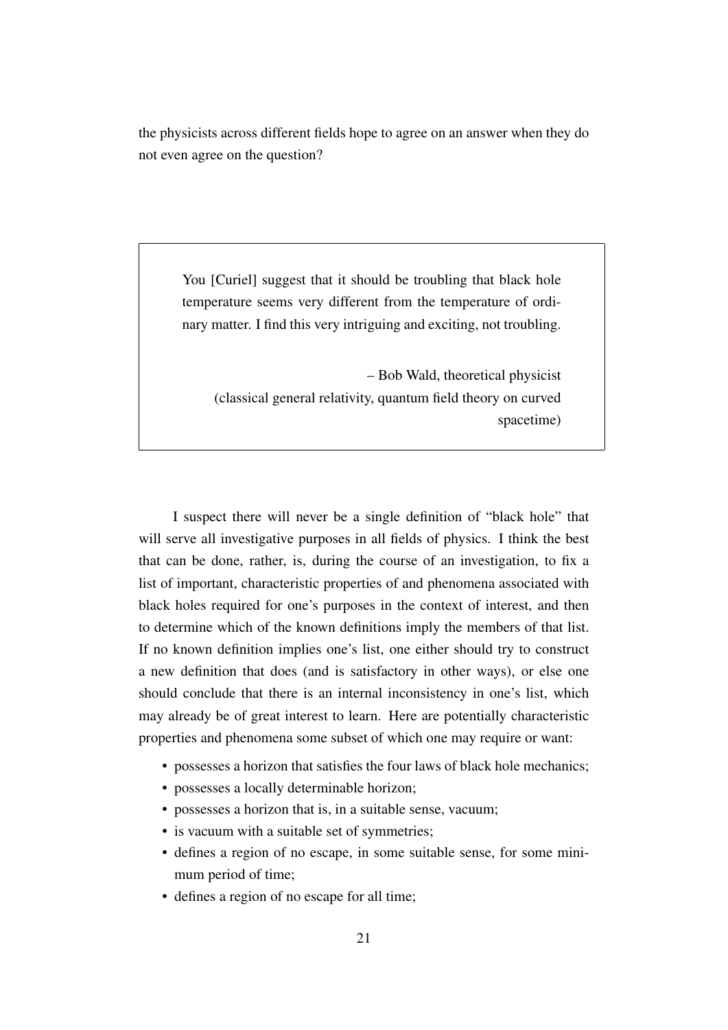the physicists across different fields hope to agree on an answer when they do not even agree on the question?

> You [Curiel] suggest that it should be troubling that black hole temperature seems very different from the temperature of ordinary matter. I find this very intriguing and exciting, not troubling.
>
> – Bob Wald, theoretical physicist
> (classical general relativity, quantum field theory on curved spacetime)

I suspect there will never be a single definition of "black hole" that will serve all investigative purposes in all fields of physics. I think the best that can be done, rather, is, during the course of an investigation, to fix a list of important, characteristic properties of and phenomena associated with black holes required for one's purposes in the context of interest, and then to determine which of the known definitions imply the members of that list. If no known definition implies one's list, one either should try to construct a new definition that does (and is satisfactory in other ways), or else one should conclude that there is an internal inconsistency in one's list, which may already be of great interest to learn. Here are potentially characteristic properties and phenomena some subset of which one may require or want:

- possesses a horizon that satisfies the four laws of black hole mechanics;
- possesses a locally determinable horizon;
- possesses a horizon that is, in a suitable sense, vacuum;
- is vacuum with a suitable set of symmetries;
- defines a region of no escape, in some suitable sense, for some minimum period of time;
- defines a region of no escape for all time;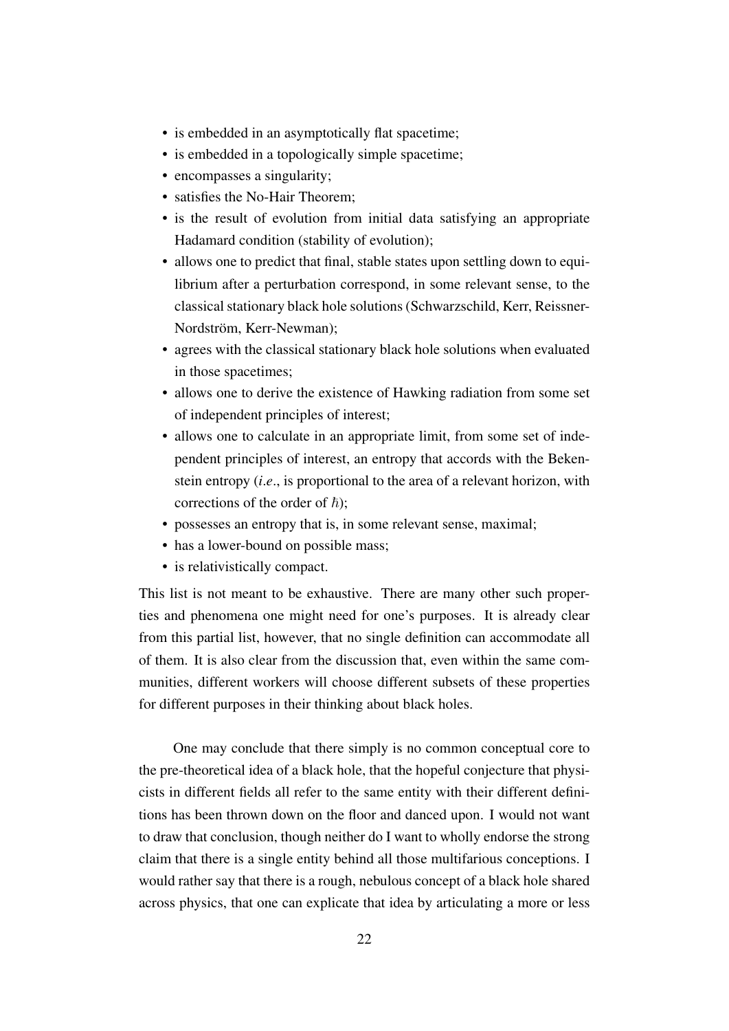- is embedded in an asymptotically flat spacetime;
- is embedded in a topologically simple spacetime;
- encompasses a singularity;
- satisfies the No-Hair Theorem;
- is the result of evolution from initial data satisfying an appropriate Hadamard condition (stability of evolution);
- allows one to predict that final, stable states upon settling down to equilibrium after a perturbation correspond, in some relevant sense, to the classical stationary black hole solutions (Schwarzschild, Kerr, Reissner-Nordström, Kerr-Newman);
- agrees with the classical stationary black hole solutions when evaluated in those spacetimes;
- allows one to derive the existence of Hawking radiation from some set of independent principles of interest;
- allows one to calculate in an appropriate limit, from some set of independent principles of interest, an entropy that accords with the Bekenstein entropy (*i.e.*, is proportional to the area of a relevant horizon, with corrections of the order of $\hbar$);
- possesses an entropy that is, in some relevant sense, maximal;
- has a lower-bound on possible mass;
- is relativistically compact.

This list is not meant to be exhaustive. There are many other such properties and phenomena one might need for one's purposes. It is already clear from this partial list, however, that no single definition can accommodate all of them. It is also clear from the discussion that, even within the same communities, different workers will choose different subsets of these properties for different purposes in their thinking about black holes.

One may conclude that there simply is no common conceptual core to the pre-theoretical idea of a black hole, that the hopeful conjecture that physicists in different fields all refer to the same entity with their different definitions has been thrown down on the floor and danced upon. I would not want to draw that conclusion, though neither do I want to wholly endorse the strong claim that there is a single entity behind all those multifarious conceptions. I would rather say that there is a rough, nebulous concept of a black hole shared across physics, that one can explicate that idea by articulating a more or less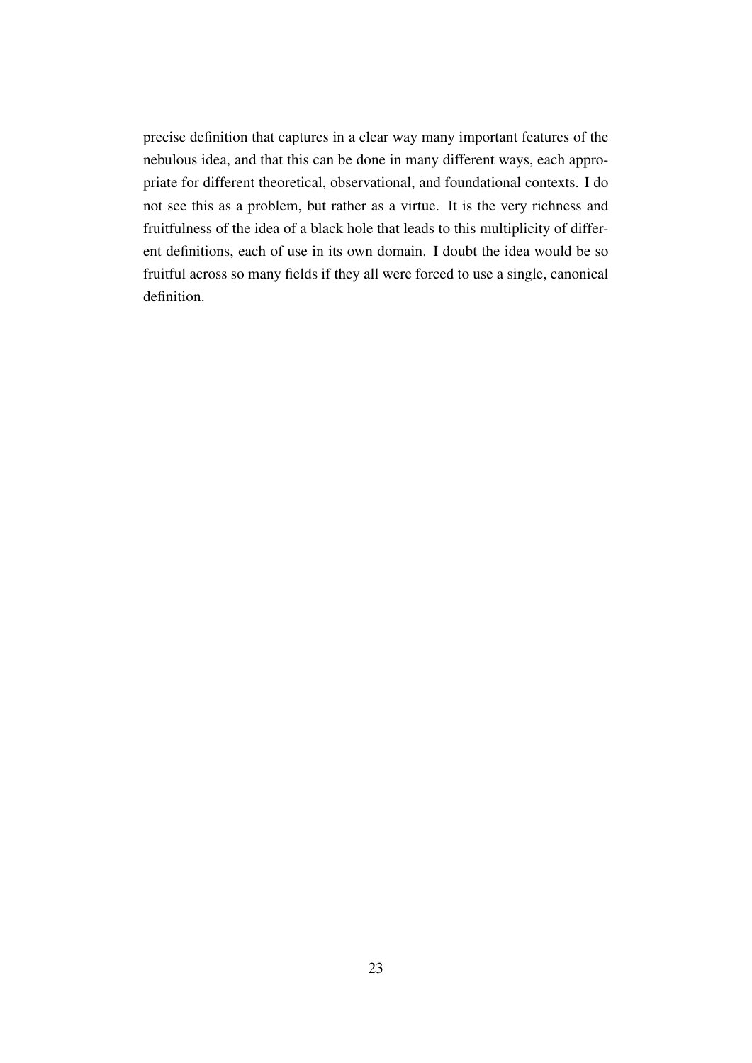precise definition that captures in a clear way many important features of the nebulous idea, and that this can be done in many different ways, each appropriate for different theoretical, observational, and foundational contexts. I do not see this as a problem, but rather as a virtue. It is the very richness and fruitfulness of the idea of a black hole that leads to this multiplicity of different definitions, each of use in its own domain. I doubt the idea would be so fruitful across so many fields if they all were forced to use a single, canonical definition.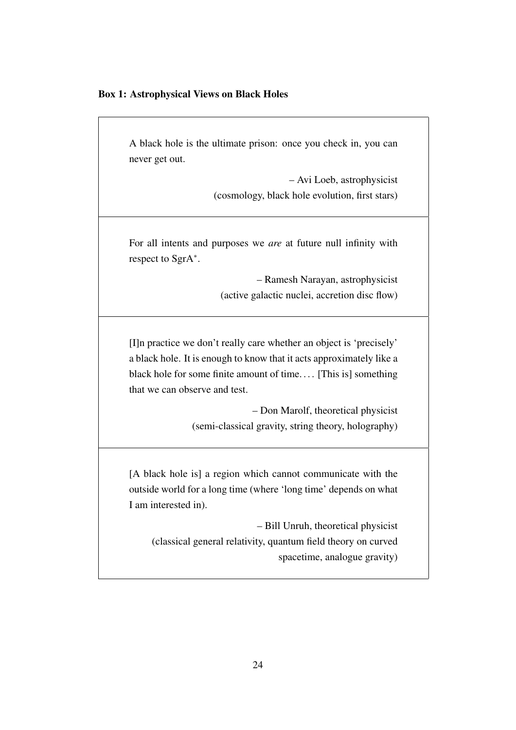**Box 1: Astrophysical Views on Black Holes**

> A black hole is the ultimate prison: once you check in, you can never get out.
>
> – Avi Loeb, astrophysicist
> (cosmology, black hole evolution, first stars)

---

> For all intents and purposes we *are* at future null infinity with respect to SgrA$^*$.
>
> – Ramesh Narayan, astrophysicist
> (active galactic nuclei, accretion disc flow)

---

> [I]n practice we don't really care whether an object is 'precisely' a black hole. It is enough to know that it acts approximately like a black hole for some finite amount of time. . . . [This is] something that we can observe and test.
>
> – Don Marolf, theoretical physicist
> (semi-classical gravity, string theory, holography)

---

> [A black hole is] a region which cannot communicate with the outside world for a long time (where 'long time' depends on what I am interested in).
>
> – Bill Unruh, theoretical physicist
> (classical general relativity, quantum field theory on curved spacetime, analogue gravity)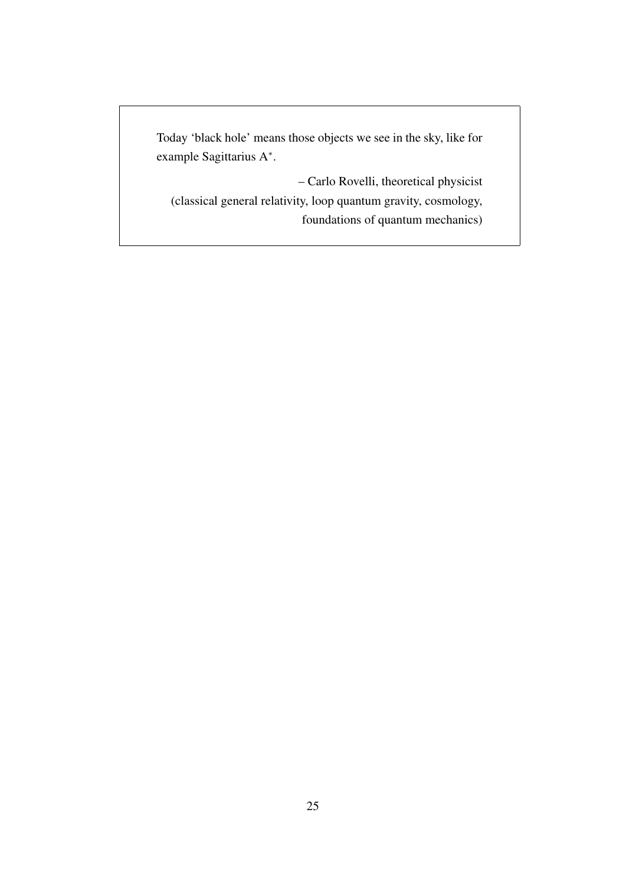Today 'black hole' means those objects we see in the sky, like for example Sagittarius $A^*$.

– Carlo Rovelli, theoretical physicist
(classical general relativity, loop quantum gravity, cosmology, foundations of quantum mechanics)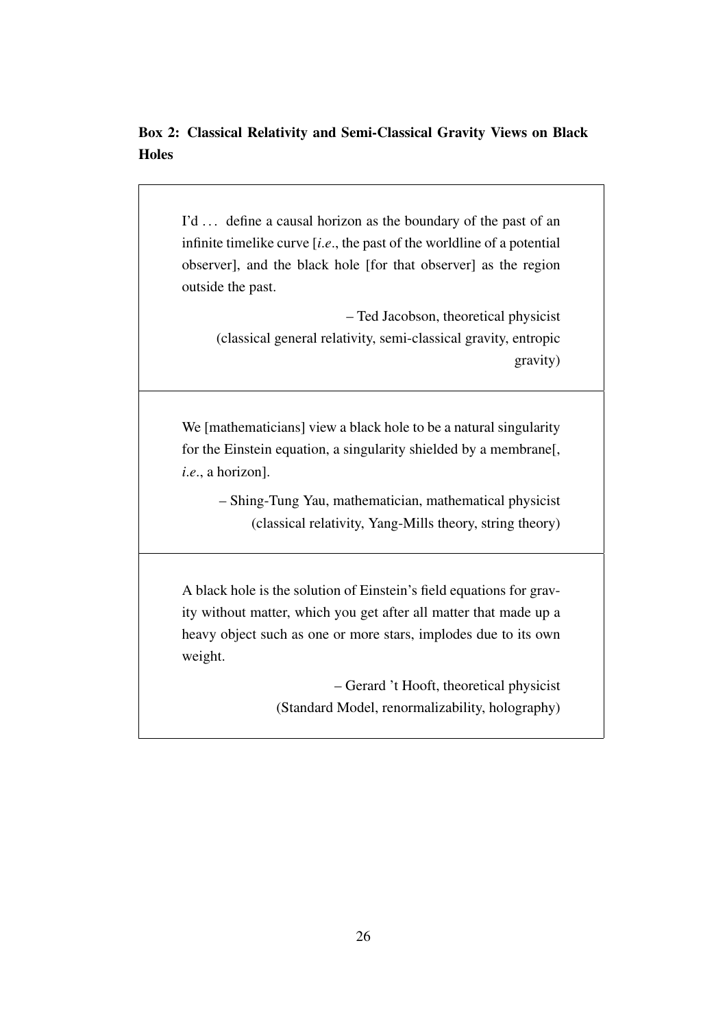**Box 2: Classical Relativity and Semi-Classical Gravity Views on Black Holes**

> I'd ... define a causal horizon as the boundary of the past of an infinite timelike curve [*i.e.*, the past of the worldline of a potential observer], and the black hole [for that observer] as the region outside the past.
>
> – Ted Jacobson, theoretical physicist
> (classical general relativity, semi-classical gravity, entropic gravity)

> We [mathematicians] view a black hole to be a natural singularity for the Einstein equation, a singularity shielded by a membrane[, *i.e.*, a horizon].
>
> – Shing-Tung Yau, mathematician, mathematical physicist
> (classical relativity, Yang-Mills theory, string theory)

> A black hole is the solution of Einstein's field equations for gravity without matter, which you get after all matter that made up a heavy object such as one or more stars, implodes due to its own weight.
>
> – Gerard 't Hooft, theoretical physicist
> (Standard Model, renormalizability, holography)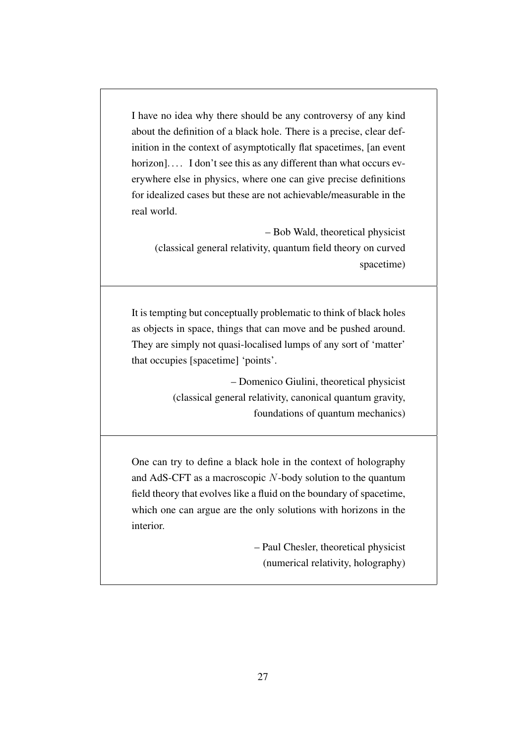I have no idea why there should be any controversy of any kind about the definition of a black hole. There is a precise, clear definition in the context of asymptotically flat spacetimes, [an event horizon]. . . . I don't see this as any different than what occurs everywhere else in physics, where one can give precise definitions for idealized cases but these are not achievable/measurable in the real world.

– Bob Wald, theoretical physicist
(classical general relativity, quantum field theory on curved spacetime)

---

It is tempting but conceptually problematic to think of black holes as objects in space, things that can move and be pushed around. They are simply not quasi-localised lumps of any sort of 'matter' that occupies [spacetime] 'points'.

– Domenico Giulini, theoretical physicist
(classical general relativity, canonical quantum gravity, foundations of quantum mechanics)

---

One can try to define a black hole in the context of holography and AdS-CFT as a macroscopic $N$-body solution to the quantum field theory that evolves like a fluid on the boundary of spacetime, which one can argue are the only solutions with horizons in the interior.

– Paul Chesler, theoretical physicist
(numerical relativity, holography)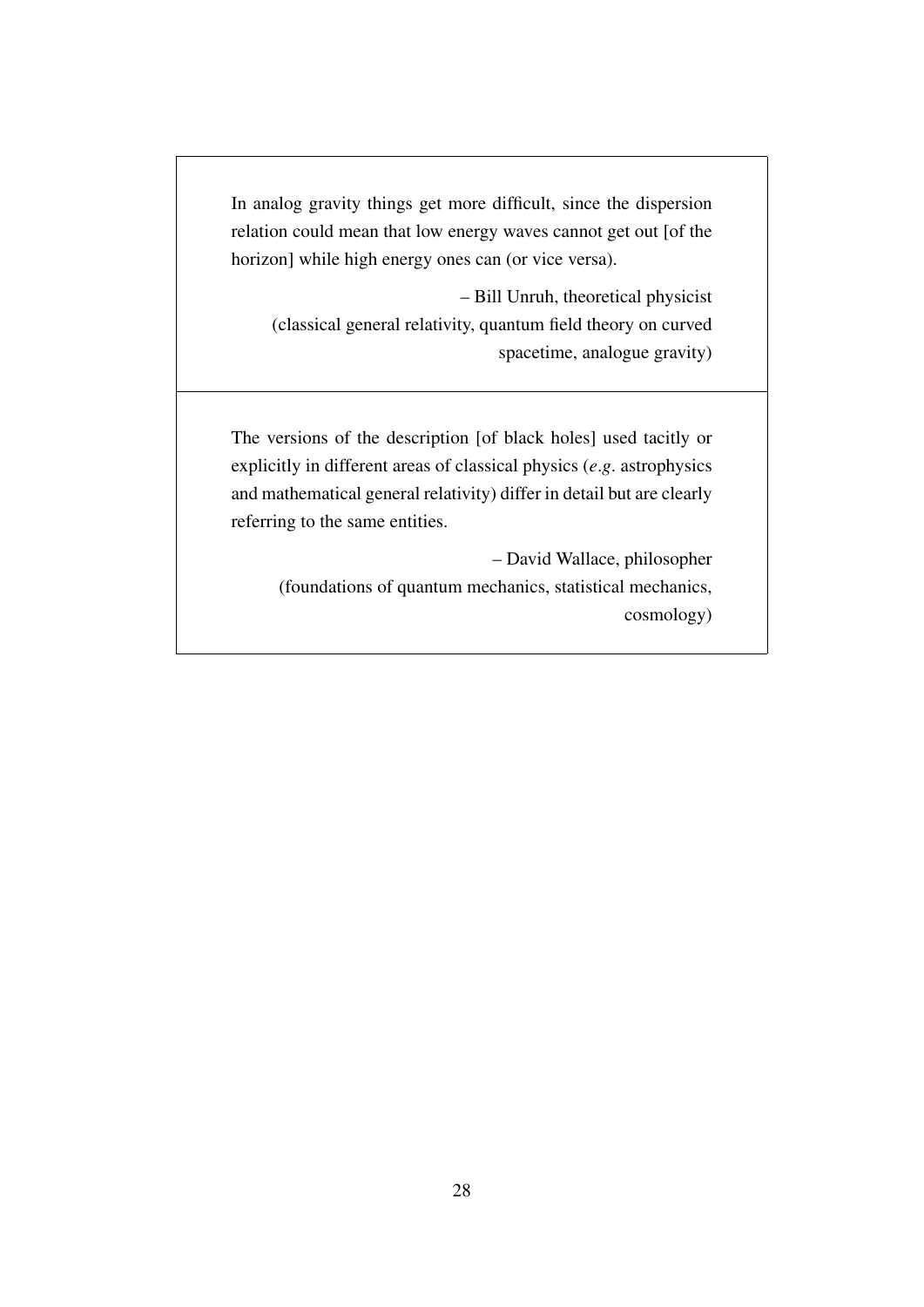In analog gravity things get more difficult, since the dispersion relation could mean that low energy waves cannot get out [of the horizon] while high energy ones can (or vice versa).

– Bill Unruh, theoretical physicist
(classical general relativity, quantum field theory on curved spacetime, analogue gravity)

---

The versions of the description [of black holes] used tacitly or explicitly in different areas of classical physics (*e.g*. astrophysics and mathematical general relativity) differ in detail but are clearly referring to the same entities.

– David Wallace, philosopher
(foundations of quantum mechanics, statistical mechanics, cosmology)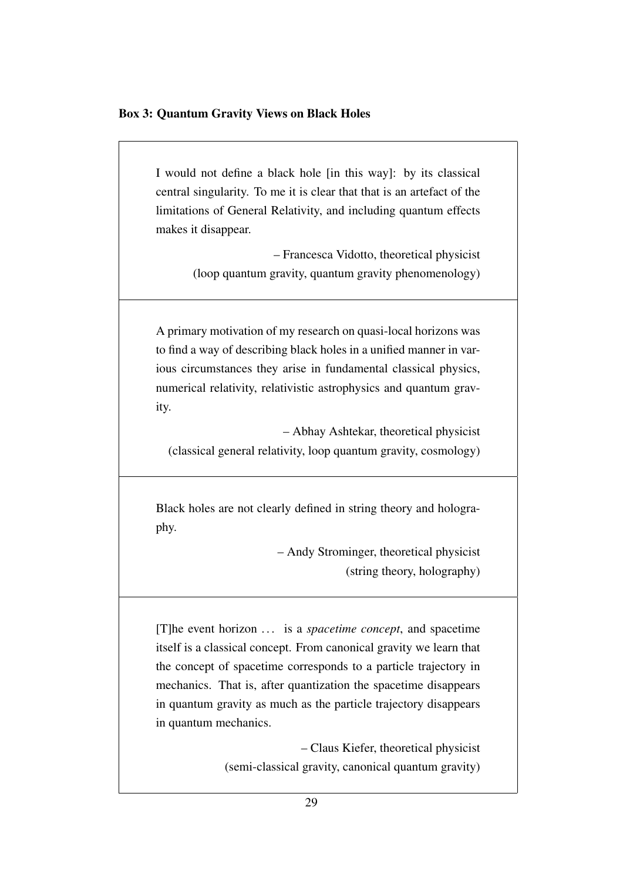**Box 3: Quantum Gravity Views on Black Holes**

> I would not define a black hole [in this way]: by its classical central singularity. To me it is clear that that is an artefact of the limitations of General Relativity, and including quantum effects makes it disappear.
>
> – Francesca Vidotto, theoretical physicist
> (loop quantum gravity, quantum gravity phenomenology)

> A primary motivation of my research on quasi-local horizons was to find a way of describing black holes in a unified manner in various circumstances they arise in fundamental classical physics, numerical relativity, relativistic astrophysics and quantum gravity.
>
> – Abhay Ashtekar, theoretical physicist
> (classical general relativity, loop quantum gravity, cosmology)

> Black holes are not clearly defined in string theory and holography.
>
> – Andy Strominger, theoretical physicist
> (string theory, holography)

> [T]he event horizon … is a *spacetime concept*, and spacetime itself is a classical concept. From canonical gravity we learn that the concept of spacetime corresponds to a particle trajectory in mechanics. That is, after quantization the spacetime disappears in quantum gravity as much as the particle trajectory disappears in quantum mechanics.
>
> – Claus Kiefer, theoretical physicist
> (semi-classical gravity, canonical quantum gravity)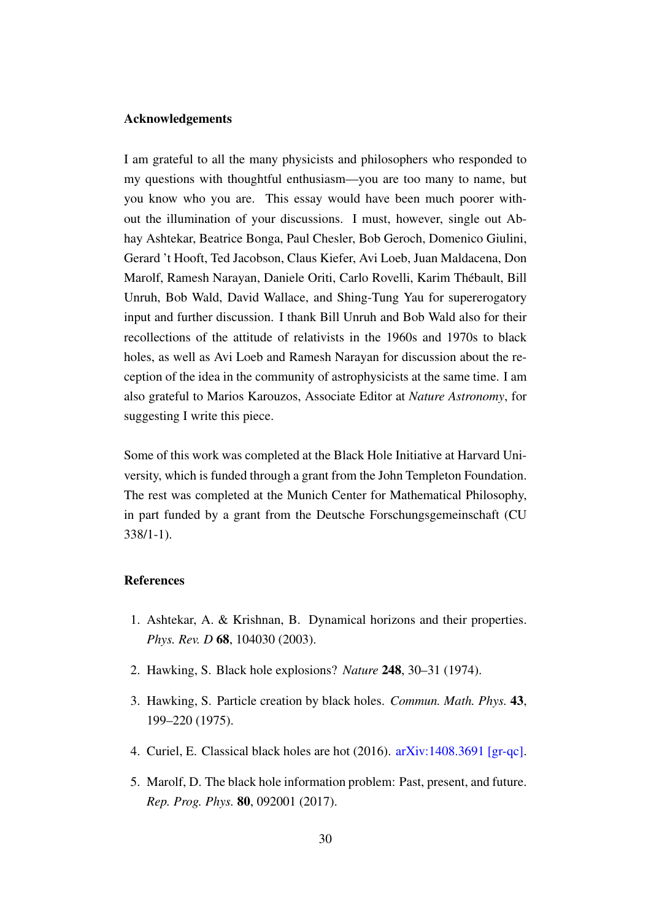### Acknowledgements

I am grateful to all the many physicists and philosophers who responded to my questions with thoughtful enthusiasm—you are too many to name, but you know who you are. This essay would have been much poorer without the illumination of your discussions. I must, however, single out Abhay Ashtekar, Beatrice Bonga, Paul Chesler, Bob Geroch, Domenico Giulini, Gerard 't Hooft, Ted Jacobson, Claus Kiefer, Avi Loeb, Juan Maldacena, Don Marolf, Ramesh Narayan, Daniele Oriti, Carlo Rovelli, Karim Thébault, Bill Unruh, Bob Wald, David Wallace, and Shing-Tung Yau for supererogatory input and further discussion. I thank Bill Unruh and Bob Wald also for their recollections of the attitude of relativists in the 1960s and 1970s to black holes, as well as Avi Loeb and Ramesh Narayan for discussion about the reception of the idea in the community of astrophysicists at the same time. I am also grateful to Marios Karouzos, Associate Editor at *Nature Astronomy*, for suggesting I write this piece.

Some of this work was completed at the Black Hole Initiative at Harvard University, which is funded through a grant from the John Templeton Foundation. The rest was completed at the Munich Center for Mathematical Philosophy, in part funded by a grant from the Deutsche Forschungsgemeinschaft (CU 338/1-1).

### References

1. Ashtekar, A. & Krishnan, B. Dynamical horizons and their properties. *Phys. Rev. D* **68**, 104030 (2003).
2. Hawking, S. Black hole explosions? *Nature* **248**, 30–31 (1974).
3. Hawking, S. Particle creation by black holes. *Commun. Math. Phys.* **43**, 199–220 (1975).
4. Curiel, E. Classical black holes are hot (2016). arXiv:1408.3691 [gr-qc].
5. Marolf, D. The black hole information problem: Past, present, and future. *Rep. Prog. Phys.* **80**, 092001 (2017).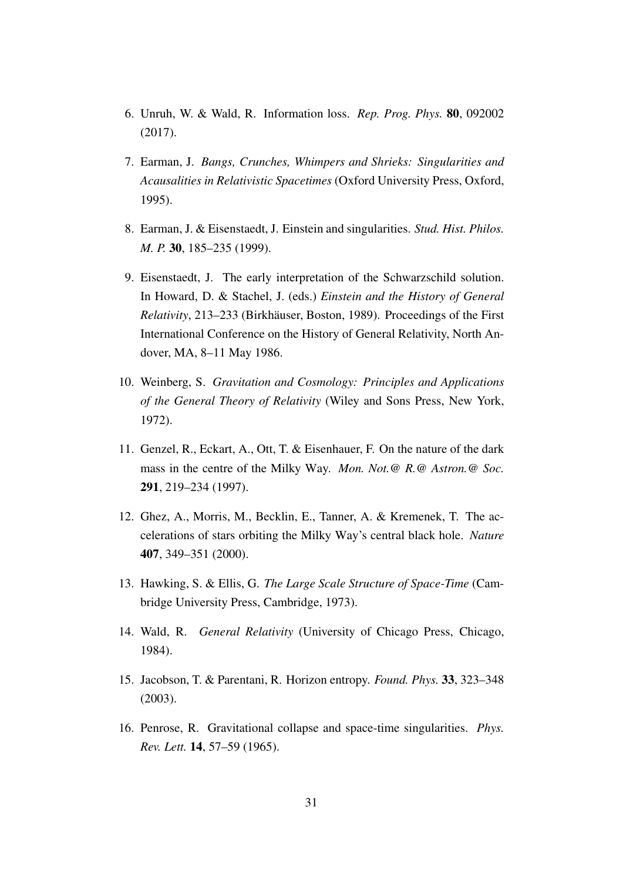6. Unruh, W. & Wald, R. Information loss. *Rep. Prog. Phys.* **80**, 092002 (2017).

7. Earman, J. *Bangs, Crunches, Whimpers and Shrieks: Singularities and Acausalities in Relativistic Spacetimes* (Oxford University Press, Oxford, 1995).

8. Earman, J. & Eisenstaedt, J. Einstein and singularities. *Stud. Hist. Philos. M. P.* **30**, 185–235 (1999).

9. Eisenstaedt, J. The early interpretation of the Schwarzschild solution. In Howard, D. & Stachel, J. (eds.) *Einstein and the History of General Relativity*, 213–233 (Birkhäuser, Boston, 1989). Proceedings of the First International Conference on the History of General Relativity, North Andover, MA, 8–11 May 1986.

10. Weinberg, S. *Gravitation and Cosmology: Principles and Applications of the General Theory of Relativity* (Wiley and Sons Press, New York, 1972).

11. Genzel, R., Eckart, A., Ott, T. & Eisenhauer, F. On the nature of the dark mass in the centre of the Milky Way. *Mon. Not.@ R.@ Astron.@ Soc.* **291**, 219–234 (1997).

12. Ghez, A., Morris, M., Becklin, E., Tanner, A. & Kremenek, T. The accelerations of stars orbiting the Milky Way's central black hole. *Nature* **407**, 349–351 (2000).

13. Hawking, S. & Ellis, G. *The Large Scale Structure of Space-Time* (Cambridge University Press, Cambridge, 1973).

14. Wald, R. *General Relativity* (University of Chicago Press, Chicago, 1984).

15. Jacobson, T. & Parentani, R. Horizon entropy. *Found. Phys.* **33**, 323–348 (2003).

16. Penrose, R. Gravitational collapse and space-time singularities. *Phys. Rev. Lett.* **14**, 57–59 (1965).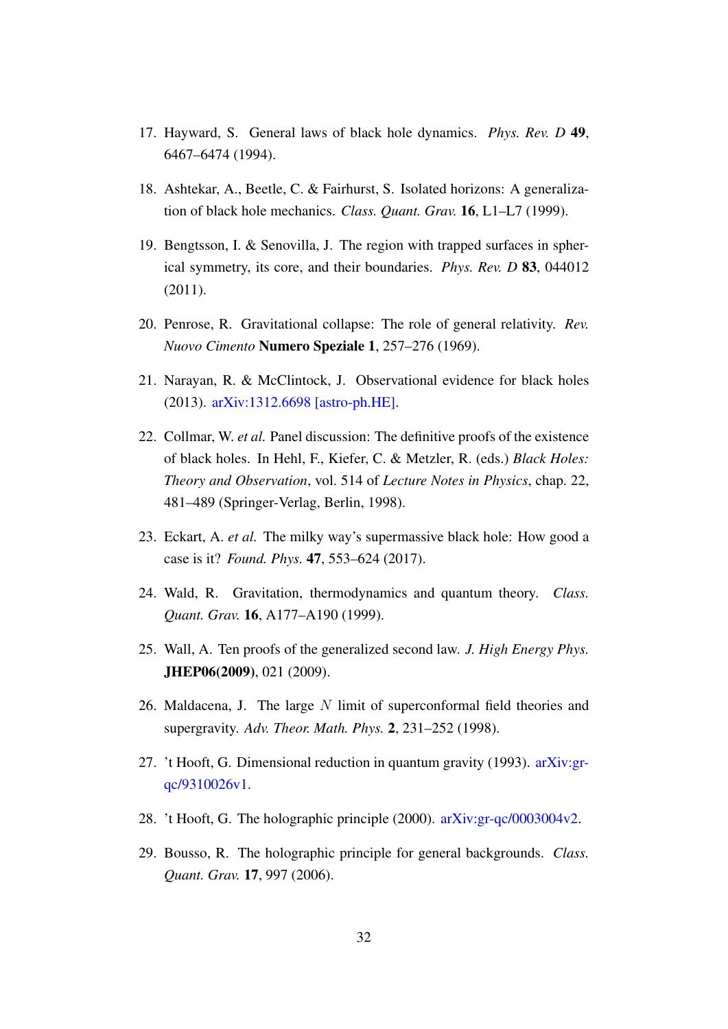17. Hayward, S. General laws of black hole dynamics. *Phys. Rev. D* **49**, 6467–6474 (1994).

18. Ashtekar, A., Beetle, C. & Fairhurst, S. Isolated horizons: A generalization of black hole mechanics. *Class. Quant. Grav.* **16**, L1–L7 (1999).

19. Bengtsson, I. & Senovilla, J. The region with trapped surfaces in spherical symmetry, its core, and their boundaries. *Phys. Rev. D* **83**, 044012 (2011).

20. Penrose, R. Gravitational collapse: The role of general relativity. *Rev. Nuovo Cimento* **Numero Speziale 1**, 257–276 (1969).

21. Narayan, R. & McClintock, J. Observational evidence for black holes (2013). arXiv:1312.6698 [astro-ph.HE].

22. Collmar, W. *et al.* Panel discussion: The definitive proofs of the existence of black holes. In Hehl, F., Kiefer, C. & Metzler, R. (eds.) *Black Holes: Theory and Observation*, vol. 514 of *Lecture Notes in Physics*, chap. 22, 481–489 (Springer-Verlag, Berlin, 1998).

23. Eckart, A. *et al.* The milky way's supermassive black hole: How good a case is it? *Found. Phys.* **47**, 553–624 (2017).

24. Wald, R. Gravitation, thermodynamics and quantum theory. *Class. Quant. Grav.* **16**, A177–A190 (1999).

25. Wall, A. Ten proofs of the generalized second law. *J. High Energy Phys.* **JHEP06(2009)**, 021 (2009).

26. Maldacena, J. The large $N$ limit of superconformal field theories and supergravity. *Adv. Theor. Math. Phys.* **2**, 231–252 (1998).

27. 't Hooft, G. Dimensional reduction in quantum gravity (1993). arXiv:gr-qc/9310026v1.

28. 't Hooft, G. The holographic principle (2000). arXiv:gr-qc/0003004v2.

29. Bousso, R. The holographic principle for general backgrounds. *Class. Quant. Grav.* **17**, 997 (2006).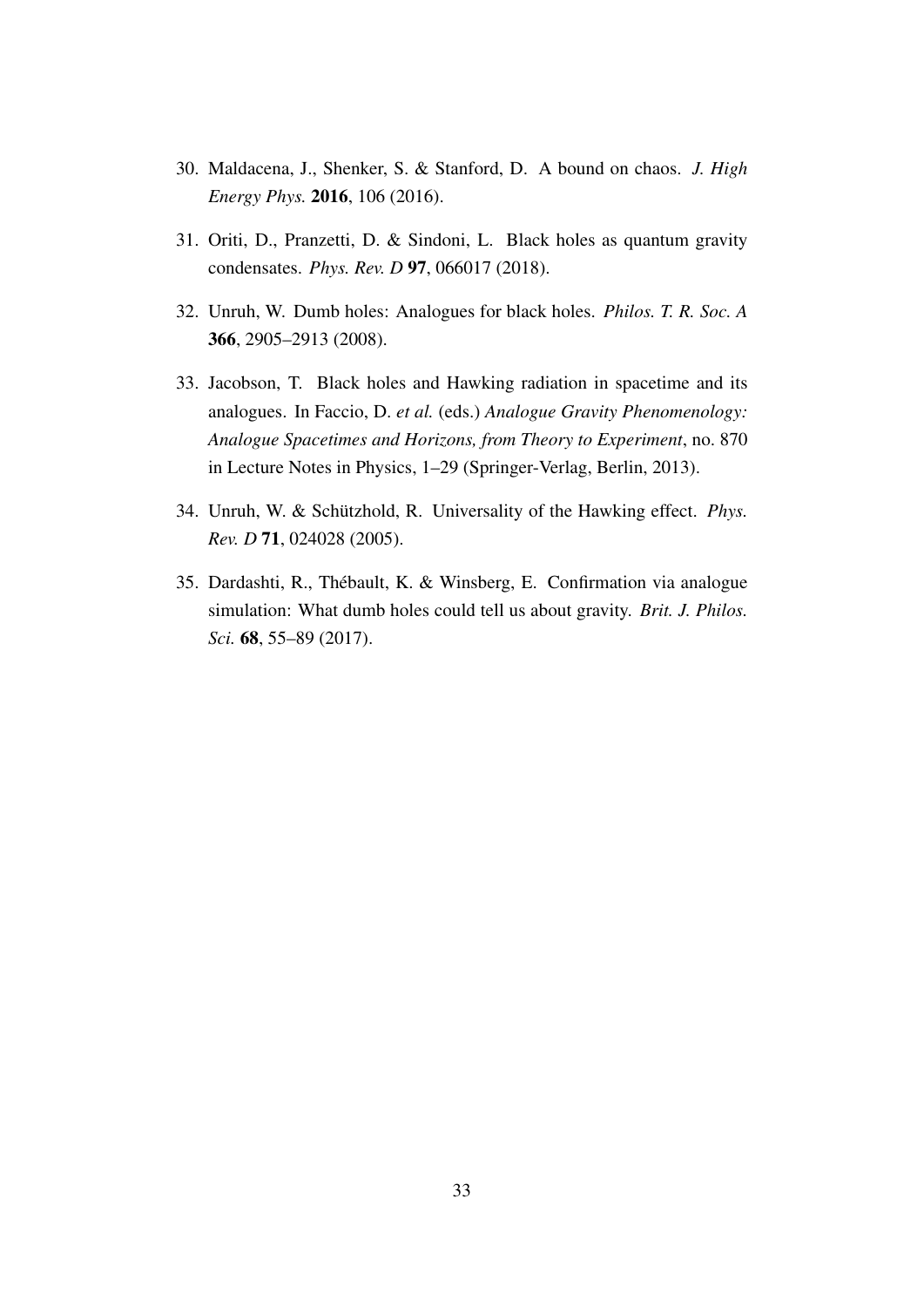30. Maldacena, J., Shenker, S. & Stanford, D. A bound on chaos. *J. High Energy Phys.* **2016**, 106 (2016).

31. Oriti, D., Pranzetti, D. & Sindoni, L. Black holes as quantum gravity condensates. *Phys. Rev. D* **97**, 066017 (2018).

32. Unruh, W. Dumb holes: Analogues for black holes. *Philos. T. R. Soc. A* **366**, 2905–2913 (2008).

33. Jacobson, T. Black holes and Hawking radiation in spacetime and its analogues. In Faccio, D. *et al.* (eds.) *Analogue Gravity Phenomenology: Analogue Spacetimes and Horizons, from Theory to Experiment*, no. 870 in Lecture Notes in Physics, 1–29 (Springer-Verlag, Berlin, 2013).

34. Unruh, W. & Schützhold, R. Universality of the Hawking effect. *Phys. Rev. D* **71**, 024028 (2005).

35. Dardashti, R., Thébault, K. & Winsberg, E. Confirmation via analogue simulation: What dumb holes could tell us about gravity. *Brit. J. Philos. Sci.* **68**, 55–89 (2017).